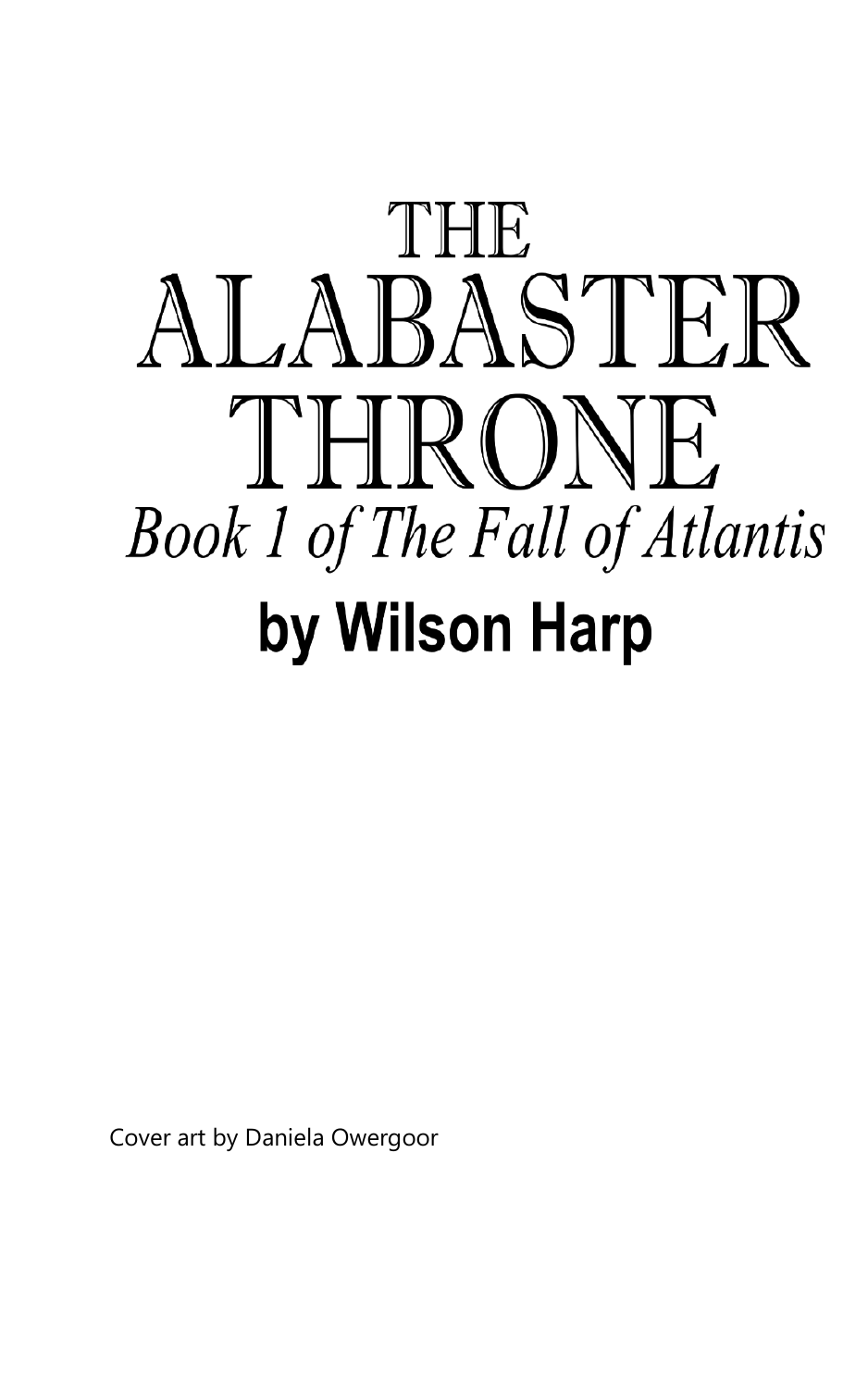# THE ALABASTER THRONE

*Book 1 of The Fall of Atlantis*

**by Wilson Harp**

Cover art by Daniela Owergoor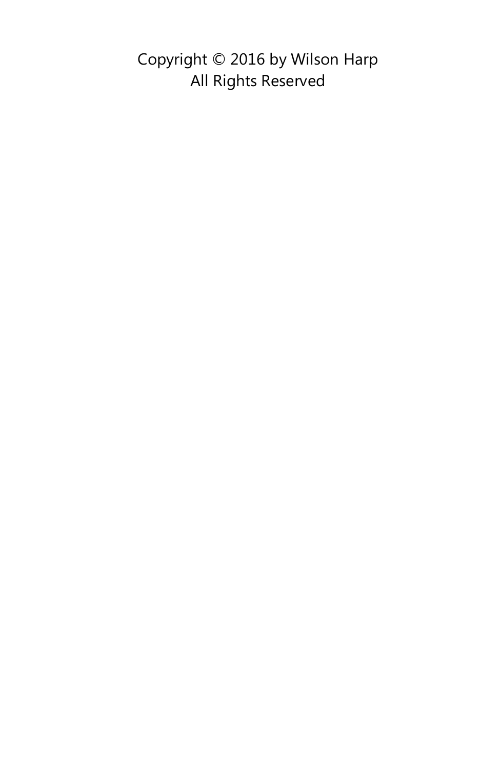Copyright © 2016 by Wilson Harp
All Rights Reserved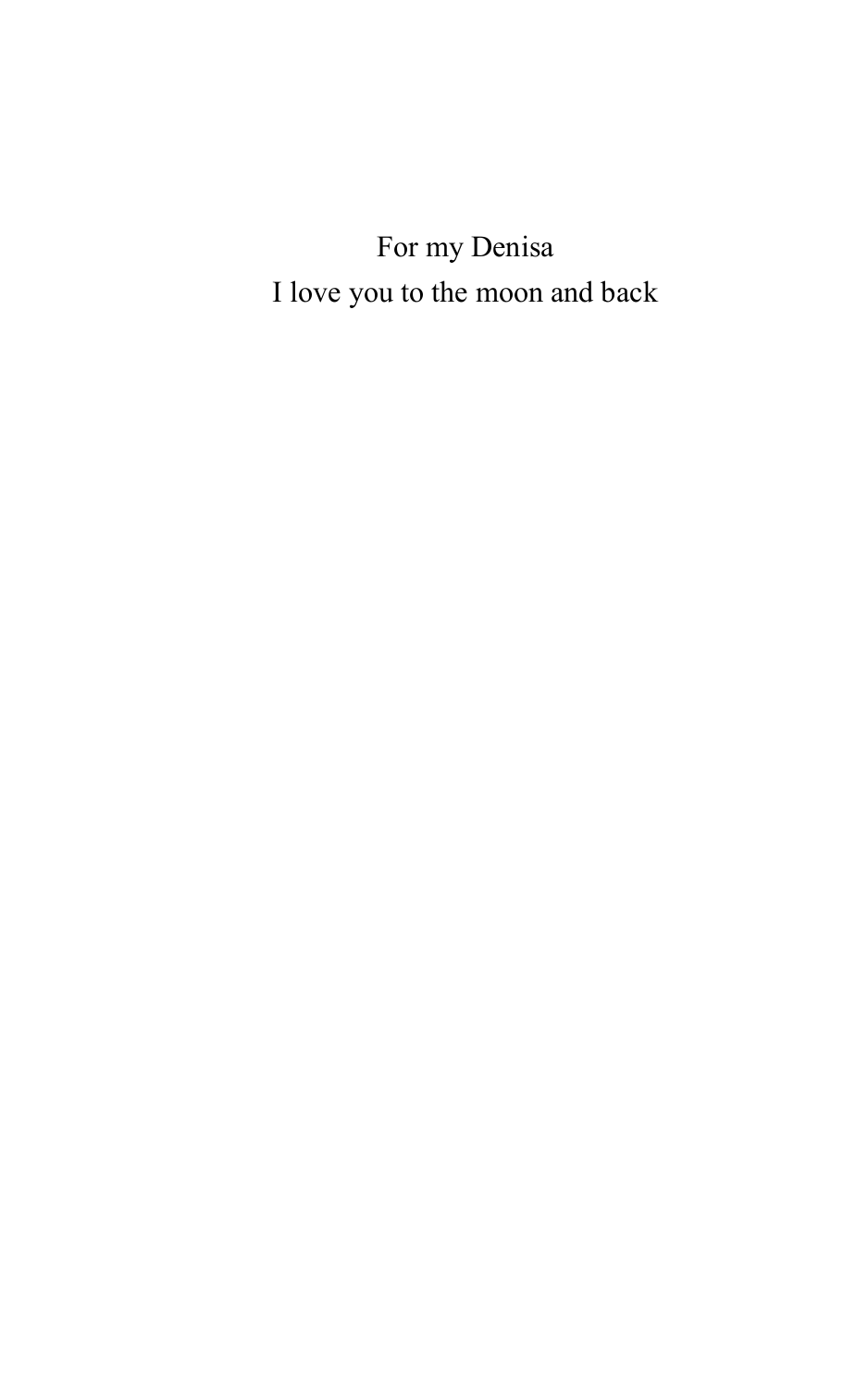For my Denisa

I love you to the moon and back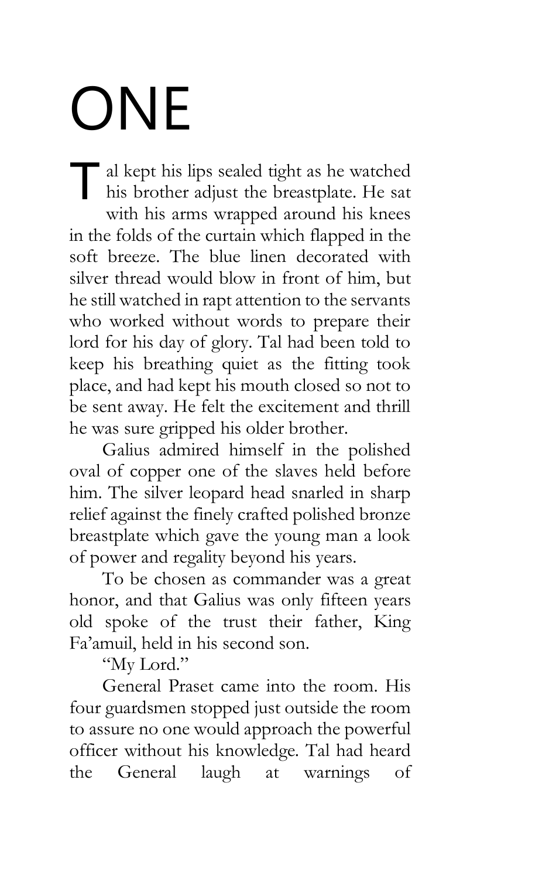# ONE

Tal kept his lips sealed tight as he watched his brother adjust the breastplate. He sat with his arms wrapped around his knees in the folds of the curtain which flapped in the soft breeze. The blue linen decorated with silver thread would blow in front of him, but he still watched in rapt attention to the servants who worked without words to prepare their lord for his day of glory. Tal had been told to keep his breathing quiet as the fitting took place, and had kept his mouth closed so not to be sent away. He felt the excitement and thrill he was sure gripped his older brother.

Galius admired himself in the polished oval of copper one of the slaves held before him. The silver leopard head snarled in sharp relief against the finely crafted polished bronze breastplate which gave the young man a look of power and regality beyond his years.

To be chosen as commander was a great honor, and that Galius was only fifteen years old spoke of the trust their father, King Fa'amuil, held in his second son.

"My Lord."

General Praset came into the room. His four guardsmen stopped just outside the room to assure no one would approach the powerful officer without his knowledge. Tal had heard the General laugh at warnings of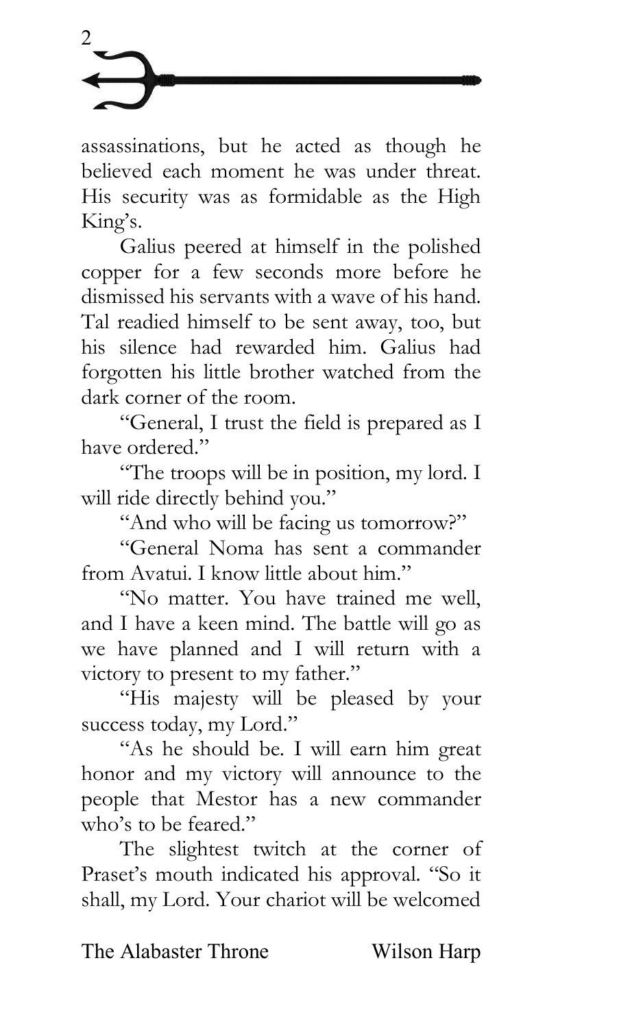assassinations, but he acted as though he believed each moment he was under threat. His security was as formidable as the High King's.

Galius peered at himself in the polished copper for a few seconds more before he dismissed his servants with a wave of his hand. Tal readied himself to be sent away, too, but his silence had rewarded him. Galius had forgotten his little brother watched from the dark corner of the room.

"General, I trust the field is prepared as I have ordered."

"The troops will be in position, my lord. I will ride directly behind you."

"And who will be facing us tomorrow?"

"General Noma has sent a commander from Avatui. I know little about him."

"No matter. You have trained me well, and I have a keen mind. The battle will go as we have planned and I will return with a victory to present to my father."

"His majesty will be pleased by your success today, my Lord."

"As he should be. I will earn him great honor and my victory will announce to the people that Mestor has a new commander who's to be feared."

The slightest twitch at the corner of Praset's mouth indicated his approval. "So it shall, my Lord. Your chariot will be welcomed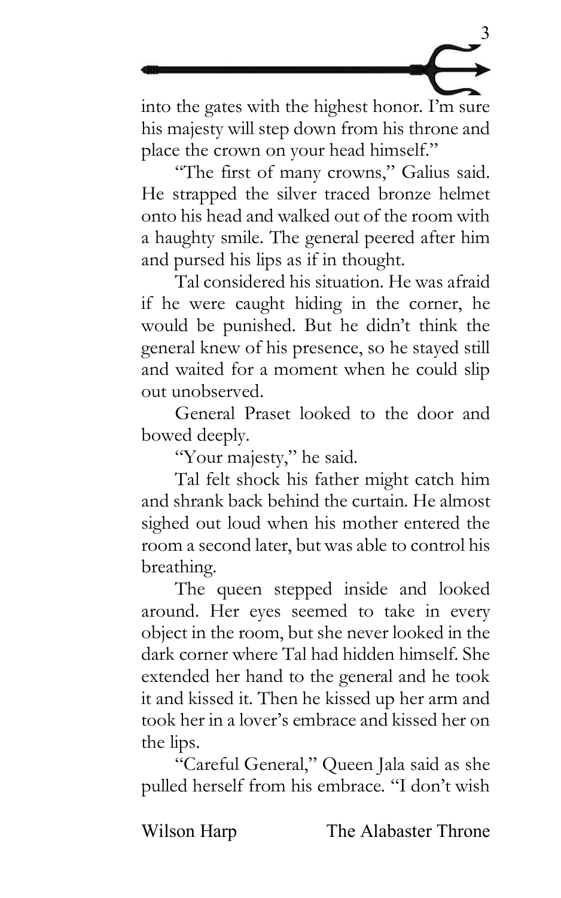into the gates with the highest honor. I'm sure his majesty will step down from his throne and place the crown on your head himself."

"The first of many crowns," Galius said. He strapped the silver traced bronze helmet onto his head and walked out of the room with a haughty smile. The general peered after him and pursed his lips as if in thought.

Tal considered his situation. He was afraid if he were caught hiding in the corner, he would be punished. But he didn't think the general knew of his presence, so he stayed still and waited for a moment when he could slip out unobserved.

General Praset looked to the door and bowed deeply.

"Your majesty," he said.

Tal felt shock his father might catch him and shrank back behind the curtain. He almost sighed out loud when his mother entered the room a second later, but was able to control his breathing.

The queen stepped inside and looked around. Her eyes seemed to take in every object in the room, but she never looked in the dark corner where Tal had hidden himself. She extended her hand to the general and he took it and kissed it. Then he kissed up her arm and took her in a lover's embrace and kissed her on the lips.

"Careful General," Queen Jala said as she pulled herself from his embrace. "I don't wish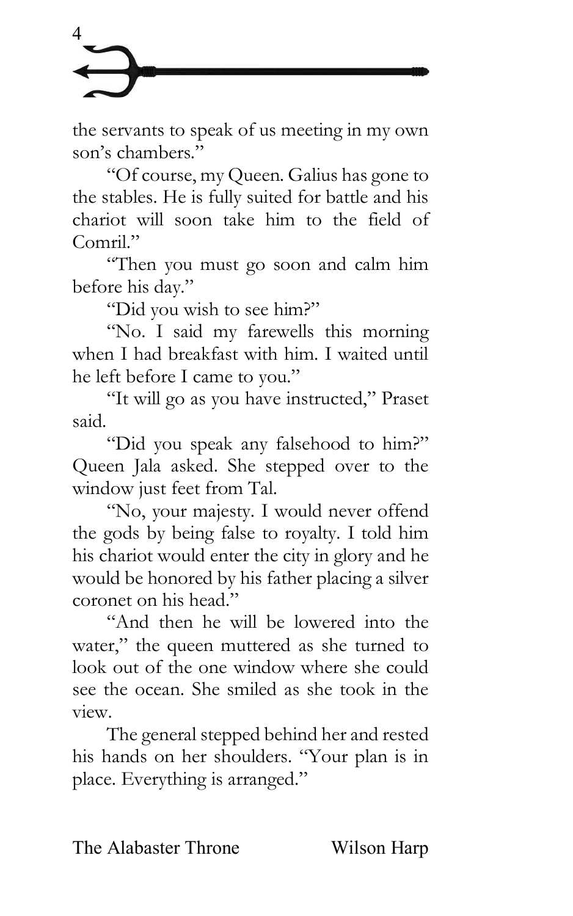the servants to speak of us meeting in my own son's chambers."

"Of course, my Queen. Galius has gone to the stables. He is fully suited for battle and his chariot will soon take him to the field of Comril."

"Then you must go soon and calm him before his day."

"Did you wish to see him?"

"No. I said my farewells this morning when I had breakfast with him. I waited until he left before I came to you."

"It will go as you have instructed," Praset said.

"Did you speak any falsehood to him?" Queen Jala asked. She stepped over to the window just feet from Tal.

"No, your majesty. I would never offend the gods by being false to royalty. I told him his chariot would enter the city in glory and he would be honored by his father placing a silver coronet on his head."

"And then he will be lowered into the water," the queen muttered as she turned to look out of the one window where she could see the ocean. She smiled as she took in the view.

The general stepped behind her and rested his hands on her shoulders. "Your plan is in place. Everything is arranged."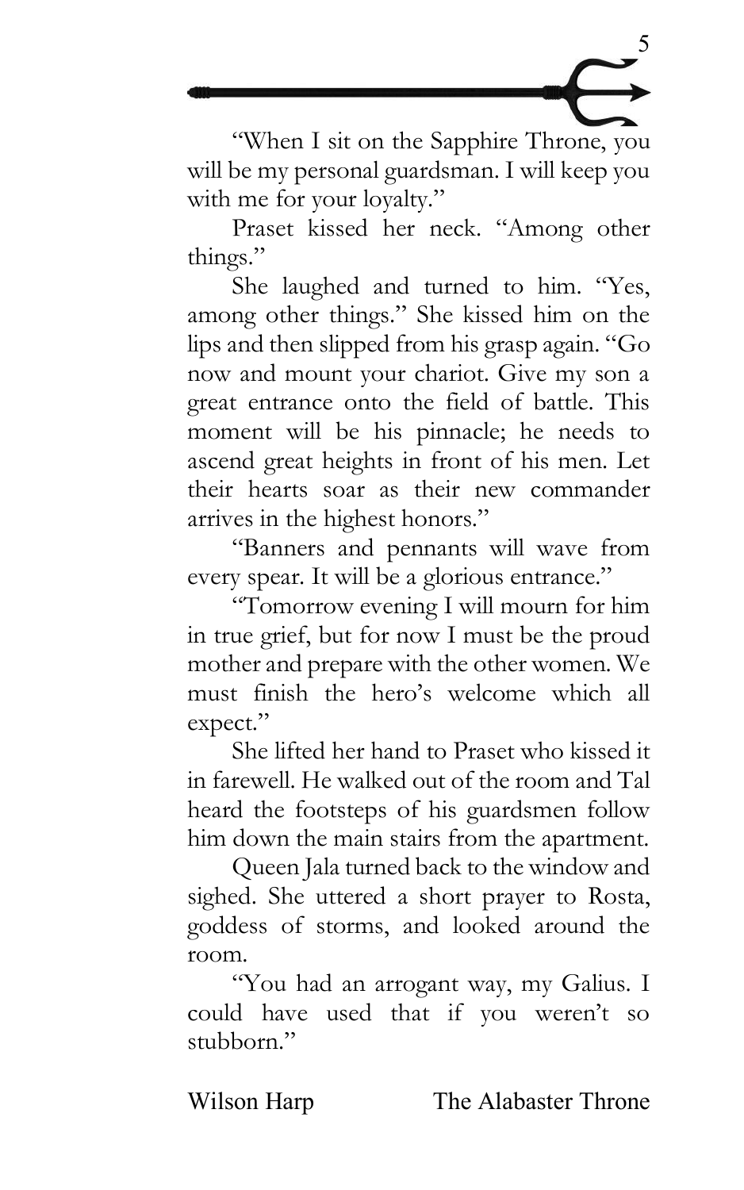"When I sit on the Sapphire Throne, you will be my personal guardsman. I will keep you with me for your loyalty."

Praset kissed her neck. "Among other things."

She laughed and turned to him. "Yes, among other things." She kissed him on the lips and then slipped from his grasp again. "Go now and mount your chariot. Give my son a great entrance onto the field of battle. This moment will be his pinnacle; he needs to ascend great heights in front of his men. Let their hearts soar as their new commander arrives in the highest honors."

"Banners and pennants will wave from every spear. It will be a glorious entrance."

"Tomorrow evening I will mourn for him in true grief, but for now I must be the proud mother and prepare with the other women. We must finish the hero's welcome which all expect."

She lifted her hand to Praset who kissed it in farewell. He walked out of the room and Tal heard the footsteps of his guardsmen follow him down the main stairs from the apartment.

Queen Jala turned back to the window and sighed. She uttered a short prayer to Rosta, goddess of storms, and looked around the room.

"You had an arrogant way, my Galius. I could have used that if you weren't so stubborn."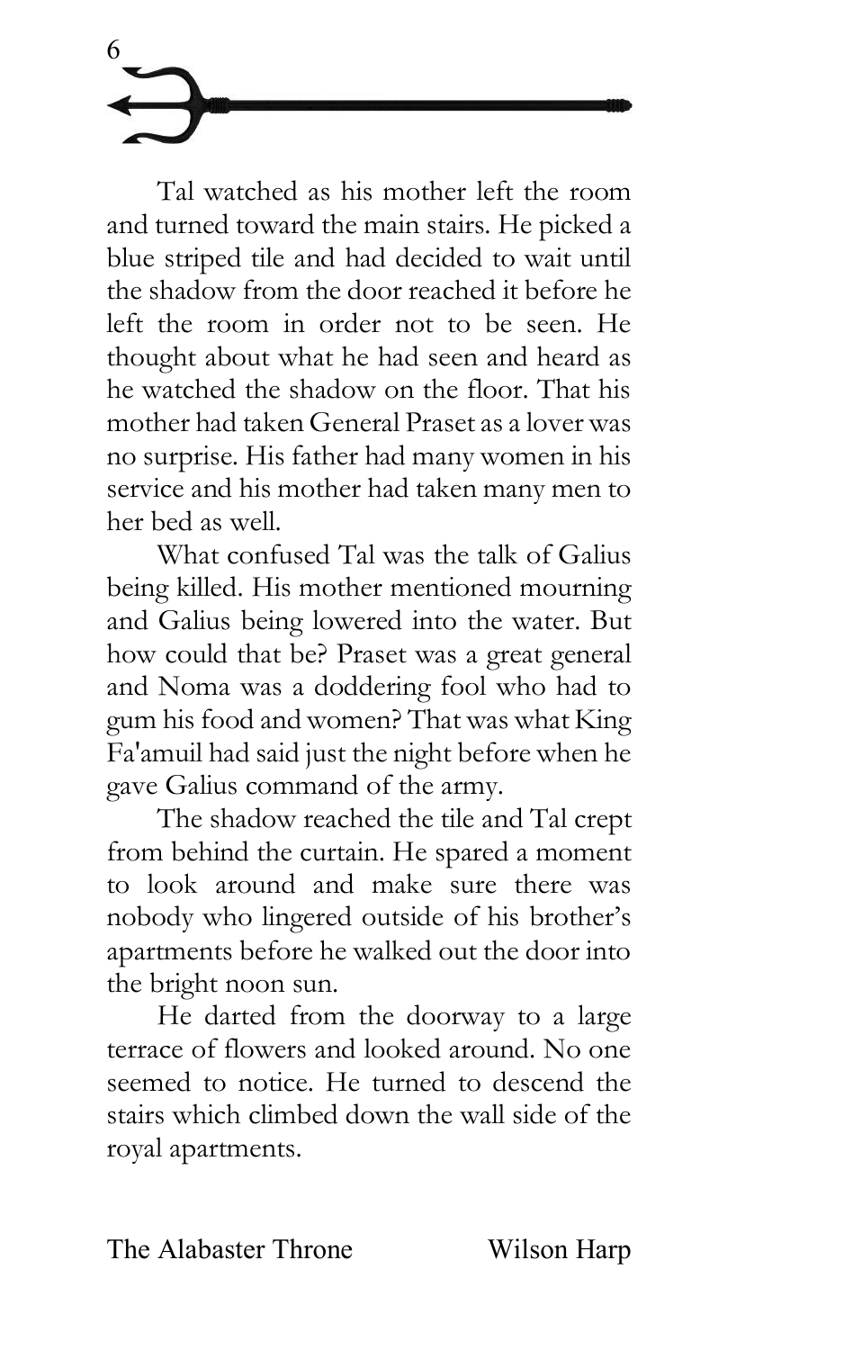Tal watched as his mother left the room and turned toward the main stairs. He picked a blue striped tile and had decided to wait until the shadow from the door reached it before he left the room in order not to be seen. He thought about what he had seen and heard as he watched the shadow on the floor. That his mother had taken General Praset as a lover was no surprise. His father had many women in his service and his mother had taken many men to her bed as well.

What confused Tal was the talk of Galius being killed. His mother mentioned mourning and Galius being lowered into the water. But how could that be? Praset was a great general and Noma was a doddering fool who had to gum his food and women? That was what King Fa'amuil had said just the night before when he gave Galius command of the army.

The shadow reached the tile and Tal crept from behind the curtain. He spared a moment to look around and make sure there was nobody who lingered outside of his brother's apartments before he walked out the door into the bright noon sun.

He darted from the doorway to a large terrace of flowers and looked around. No one seemed to notice. He turned to descend the stairs which climbed down the wall side of the royal apartments.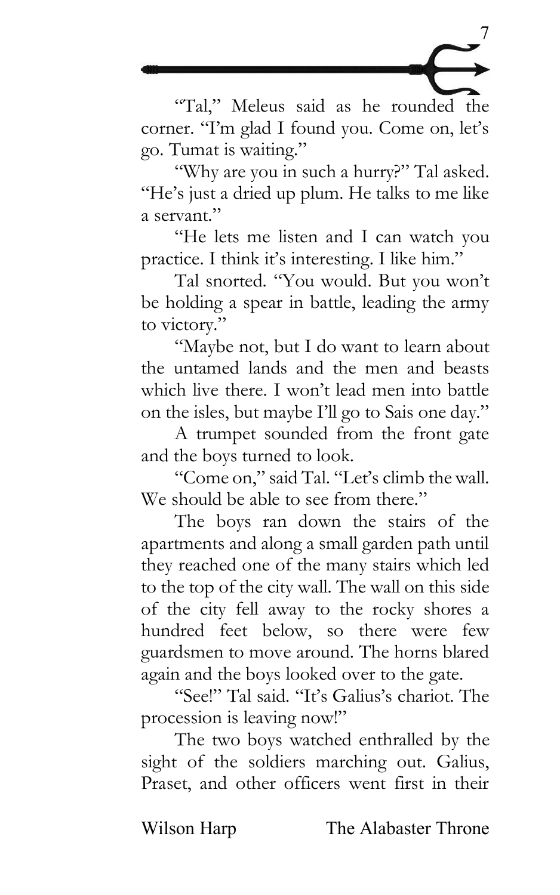"Tal," Meleus said as he rounded the corner. "I'm glad I found you. Come on, let's go. Tumat is waiting."

"Why are you in such a hurry?" Tal asked. "He's just a dried up plum. He talks to me like a servant."

"He lets me listen and I can watch you practice. I think it's interesting. I like him."

Tal snorted. "You would. But you won't be holding a spear in battle, leading the army to victory."

"Maybe not, but I do want to learn about the untamed lands and the men and beasts which live there. I won't lead men into battle on the isles, but maybe I'll go to Sais one day."

A trumpet sounded from the front gate and the boys turned to look.

"Come on," said Tal. "Let's climb the wall. We should be able to see from there."

The boys ran down the stairs of the apartments and along a small garden path until they reached one of the many stairs which led to the top of the city wall. The wall on this side of the city fell away to the rocky shores a hundred feet below, so there were few guardsmen to move around. The horns blared again and the boys looked over to the gate.

"See!" Tal said. "It's Galius's chariot. The procession is leaving now!"

The two boys watched enthralled by the sight of the soldiers marching out. Galius, Praset, and other officers went first in their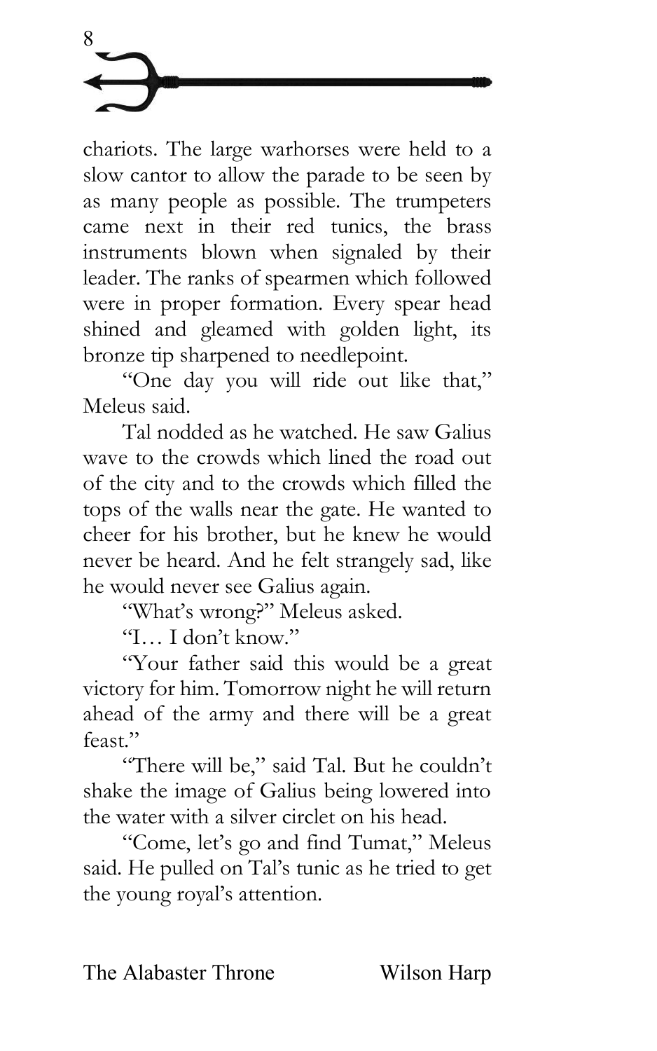chariots. The large warhorses were held to a slow cantor to allow the parade to be seen by as many people as possible. The trumpeters came next in their red tunics, the brass instruments blown when signaled by their leader. The ranks of spearmen which followed were in proper formation. Every spear head shined and gleamed with golden light, its bronze tip sharpened to needlepoint.

"One day you will ride out like that," Meleus said.

Tal nodded as he watched. He saw Galius wave to the crowds which lined the road out of the city and to the crowds which filled the tops of the walls near the gate. He wanted to cheer for his brother, but he knew he would never be heard. And he felt strangely sad, like he would never see Galius again.

"What's wrong?" Meleus asked.

"I… I don't know."

"Your father said this would be a great victory for him. Tomorrow night he will return ahead of the army and there will be a great feast."

"There will be," said Tal. But he couldn't shake the image of Galius being lowered into the water with a silver circlet on his head.

"Come, let's go and find Tumat," Meleus said. He pulled on Tal's tunic as he tried to get the young royal's attention.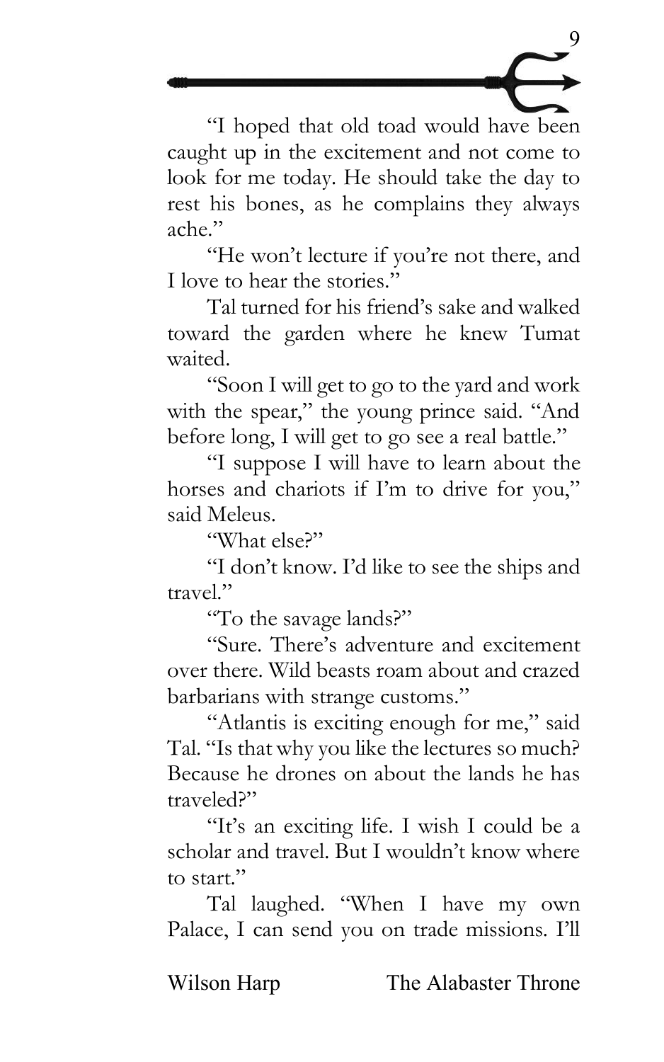"I hoped that old toad would have been caught up in the excitement and not come to look for me today. He should take the day to rest his bones, as he complains they always ache."

"He won't lecture if you're not there, and I love to hear the stories."

Tal turned for his friend's sake and walked toward the garden where he knew Tumat waited.

"Soon I will get to go to the yard and work with the spear," the young prince said. "And before long, I will get to go see a real battle."

"I suppose I will have to learn about the horses and chariots if I'm to drive for you," said Meleus.

"What else?"

"I don't know. I'd like to see the ships and travel."

"To the savage lands?"

"Sure. There's adventure and excitement over there. Wild beasts roam about and crazed barbarians with strange customs."

"Atlantis is exciting enough for me," said Tal. "Is that why you like the lectures so much? Because he drones on about the lands he has traveled?"

"It's an exciting life. I wish I could be a scholar and travel. But I wouldn't know where to start."

Tal laughed. "When I have my own Palace, I can send you on trade missions. I'll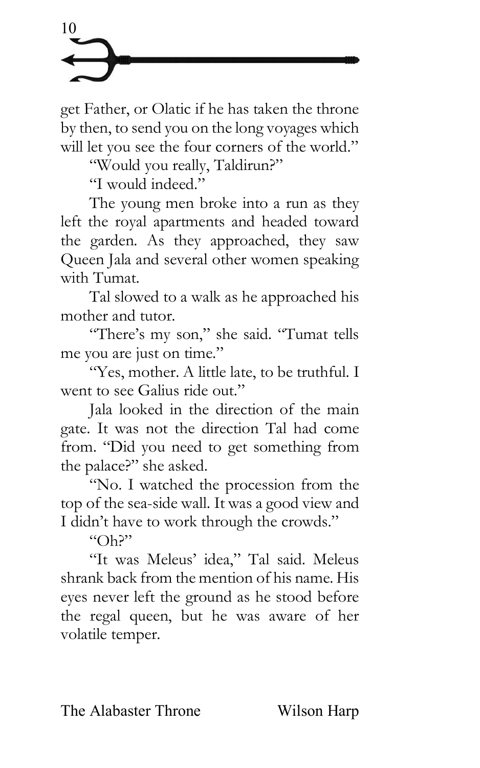get Father, or Olatic if he has taken the throne by then, to send you on the long voyages which will let you see the four corners of the world."

"Would you really, Taldirun?"

"I would indeed."

The young men broke into a run as they left the royal apartments and headed toward the garden. As they approached, they saw Queen Jala and several other women speaking with Tumat.

Tal slowed to a walk as he approached his mother and tutor.

"There's my son," she said. "Tumat tells me you are just on time."

"Yes, mother. A little late, to be truthful. I went to see Galius ride out."

Jala looked in the direction of the main gate. It was not the direction Tal had come from. "Did you need to get something from the palace?" she asked.

"No. I watched the procession from the top of the sea-side wall. It was a good view and I didn't have to work through the crowds."

"Oh?"

"It was Meleus' idea," Tal said. Meleus shrank back from the mention of his name. His eyes never left the ground as he stood before the regal queen, but he was aware of her volatile temper.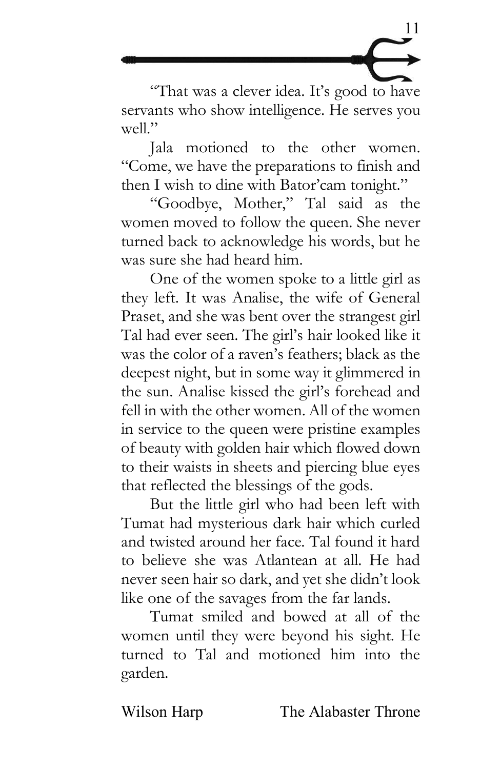"That was a clever idea. It's good to have servants who show intelligence. He serves you well."

Jala motioned to the other women. "Come, we have the preparations to finish and then I wish to dine with Bator'cam tonight."

"Goodbye, Mother," Tal said as the women moved to follow the queen. She never turned back to acknowledge his words, but he was sure she had heard him.

One of the women spoke to a little girl as they left. It was Analise, the wife of General Praset, and she was bent over the strangest girl Tal had ever seen. The girl's hair looked like it was the color of a raven's feathers; black as the deepest night, but in some way it glimmered in the sun. Analise kissed the girl's forehead and fell in with the other women. All of the women in service to the queen were pristine examples of beauty with golden hair which flowed down to their waists in sheets and piercing blue eyes that reflected the blessings of the gods.

But the little girl who had been left with Tumat had mysterious dark hair which curled and twisted around her face. Tal found it hard to believe she was Atlantean at all. He had never seen hair so dark, and yet she didn't look like one of the savages from the far lands.

Tumat smiled and bowed at all of the women until they were beyond his sight. He turned to Tal and motioned him into the garden.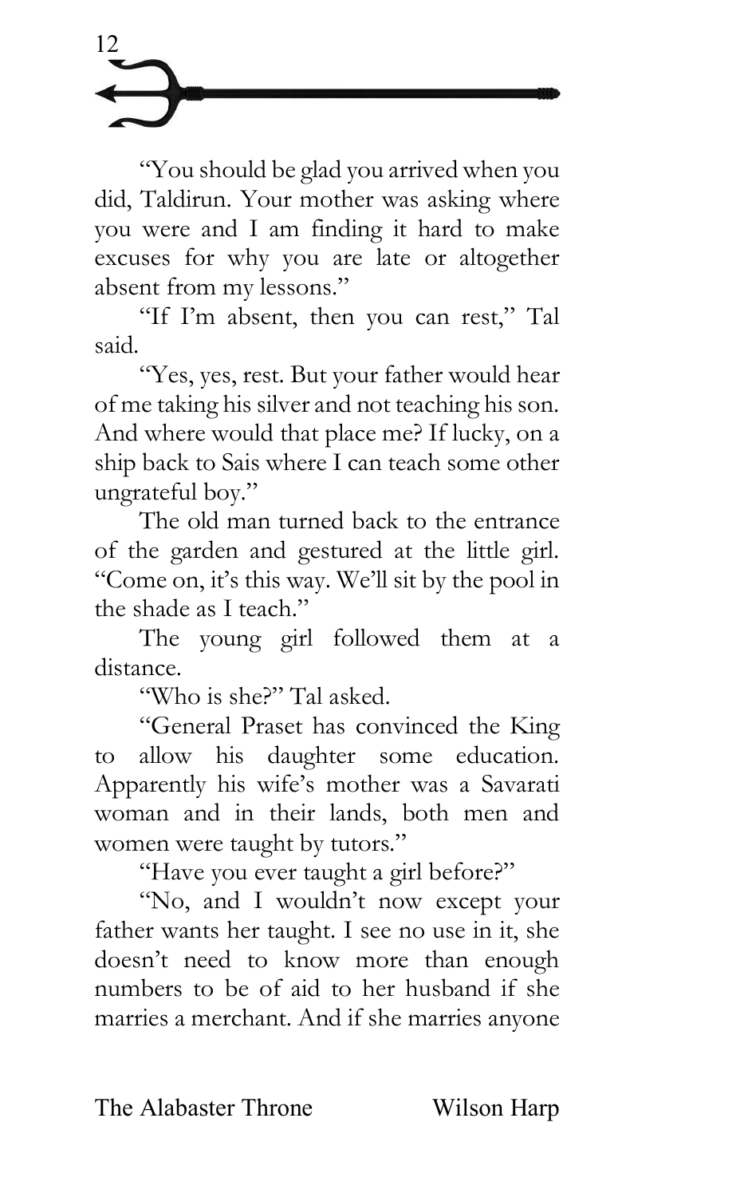"You should be glad you arrived when you did, Taldirun. Your mother was asking where you were and I am finding it hard to make excuses for why you are late or altogether absent from my lessons."

"If I'm absent, then you can rest," Tal said.

"Yes, yes, rest. But your father would hear of me taking his silver and not teaching his son. And where would that place me? If lucky, on a ship back to Sais where I can teach some other ungrateful boy."

The old man turned back to the entrance of the garden and gestured at the little girl. "Come on, it's this way. We'll sit by the pool in the shade as I teach."

The young girl followed them at a distance.

"Who is she?" Tal asked.

"General Praset has convinced the King to allow his daughter some education. Apparently his wife's mother was a Savarati woman and in their lands, both men and women were taught by tutors."

"Have you ever taught a girl before?"

"No, and I wouldn't now except your father wants her taught. I see no use in it, she doesn't need to know more than enough numbers to be of aid to her husband if she marries a merchant. And if she marries anyone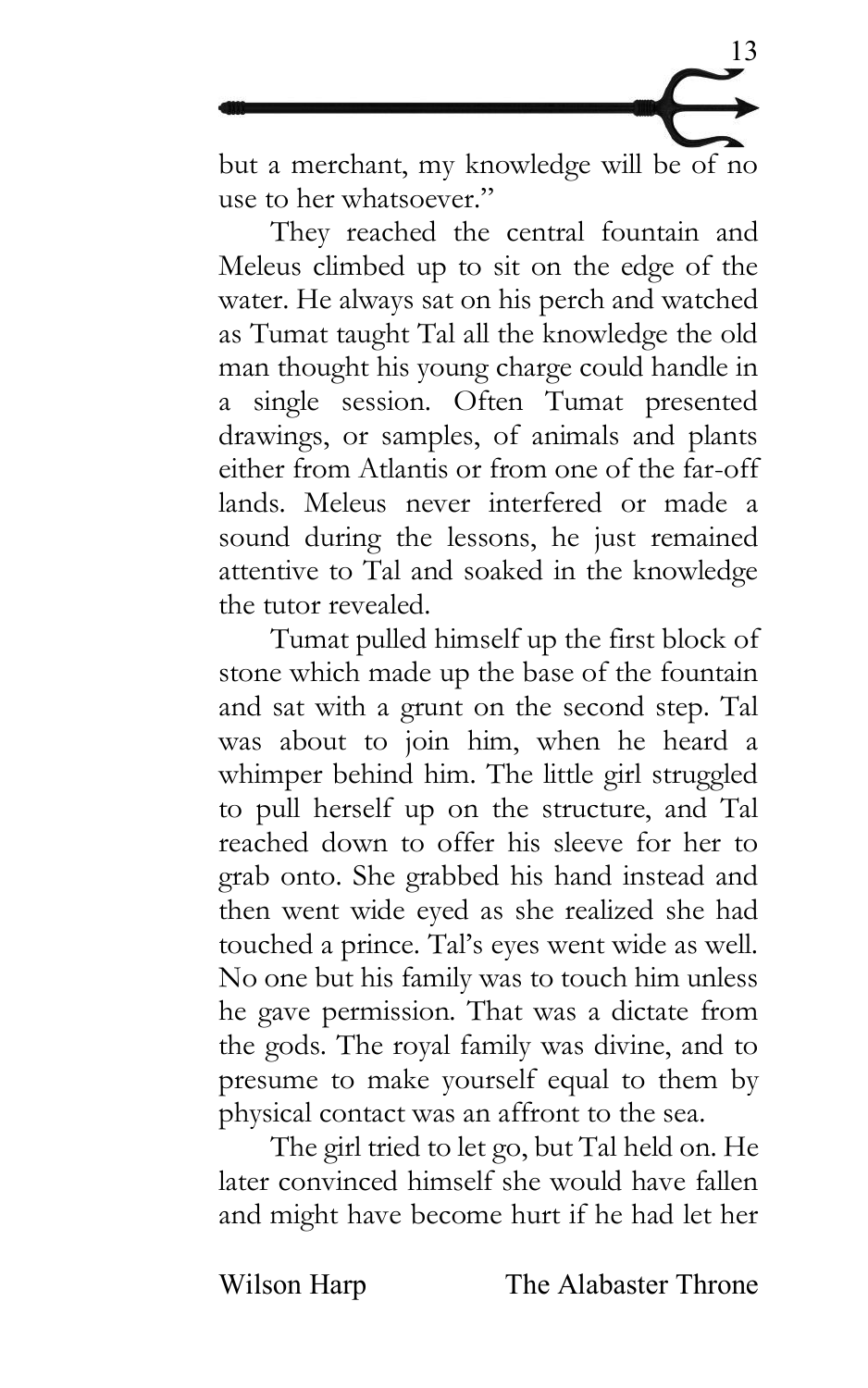but a merchant, my knowledge will be of no use to her whatsoever."

They reached the central fountain and Meleus climbed up to sit on the edge of the water. He always sat on his perch and watched as Tumat taught Tal all the knowledge the old man thought his young charge could handle in a single session. Often Tumat presented drawings, or samples, of animals and plants either from Atlantis or from one of the far-off lands. Meleus never interfered or made a sound during the lessons, he just remained attentive to Tal and soaked in the knowledge the tutor revealed.

Tumat pulled himself up the first block of stone which made up the base of the fountain and sat with a grunt on the second step. Tal was about to join him, when he heard a whimper behind him. The little girl struggled to pull herself up on the structure, and Tal reached down to offer his sleeve for her to grab onto. She grabbed his hand instead and then went wide eyed as she realized she had touched a prince. Tal's eyes went wide as well. No one but his family was to touch him unless he gave permission. That was a dictate from the gods. The royal family was divine, and to presume to make yourself equal to them by physical contact was an affront to the sea.

The girl tried to let go, but Tal held on. He later convinced himself she would have fallen and might have become hurt if he had let her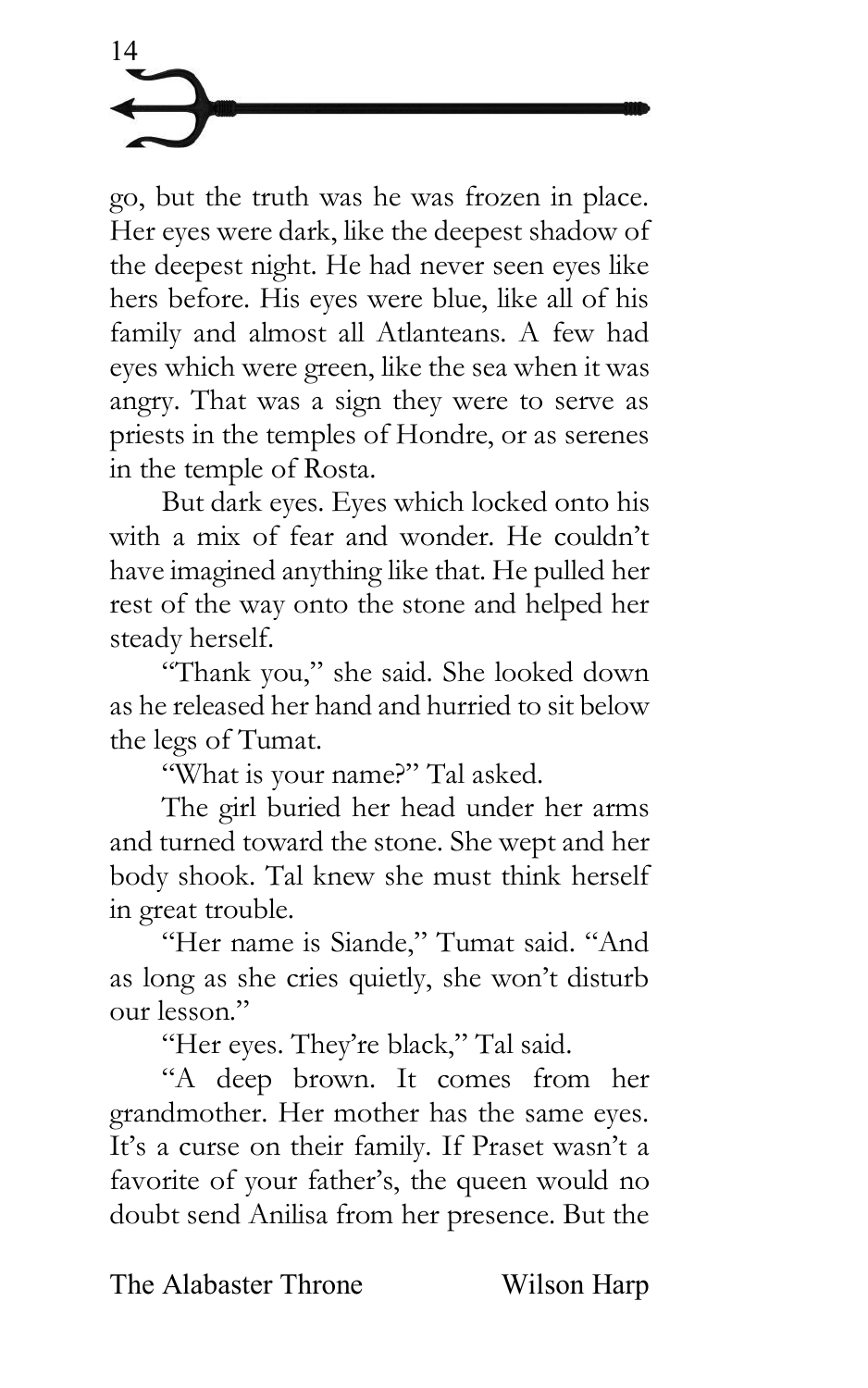go, but the truth was he was frozen in place. Her eyes were dark, like the deepest shadow of the deepest night. He had never seen eyes like hers before. His eyes were blue, like all of his family and almost all Atlanteans. A few had eyes which were green, like the sea when it was angry. That was a sign they were to serve as priests in the temples of Hondre, or as serenes in the temple of Rosta.

But dark eyes. Eyes which locked onto his with a mix of fear and wonder. He couldn't have imagined anything like that. He pulled her rest of the way onto the stone and helped her steady herself.

"Thank you," she said. She looked down as he released her hand and hurried to sit below the legs of Tumat.

"What is your name?" Tal asked.

The girl buried her head under her arms and turned toward the stone. She wept and her body shook. Tal knew she must think herself in great trouble.

"Her name is Siande," Tumat said. "And as long as she cries quietly, she won't disturb our lesson."

"Her eyes. They're black," Tal said.

"A deep brown. It comes from her grandmother. Her mother has the same eyes. It's a curse on their family. If Praset wasn't a favorite of your father's, the queen would no doubt send Anilisa from her presence. But the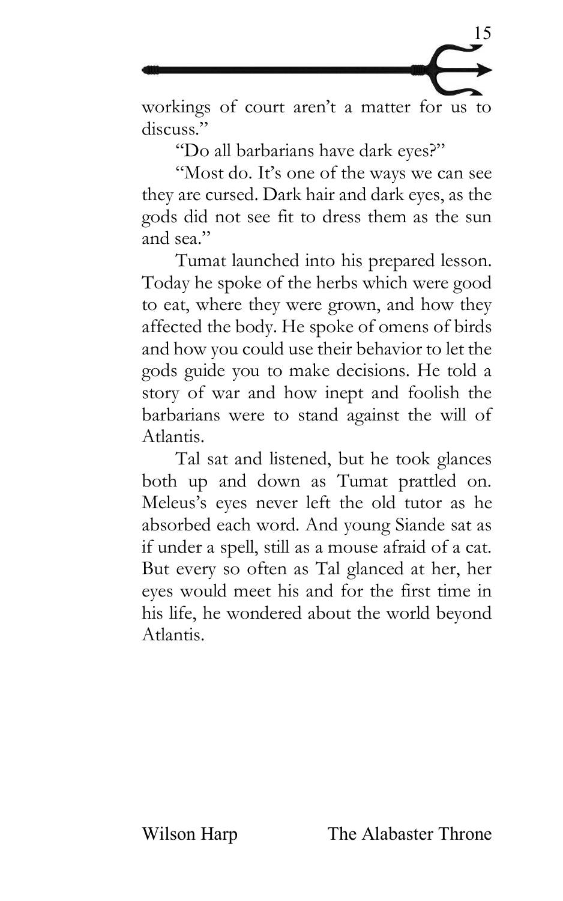workings of court aren't a matter for us to discuss."

"Do all barbarians have dark eyes?"

"Most do. It's one of the ways we can see they are cursed. Dark hair and dark eyes, as the gods did not see fit to dress them as the sun and sea."

Tumat launched into his prepared lesson. Today he spoke of the herbs which were good to eat, where they were grown, and how they affected the body. He spoke of omens of birds and how you could use their behavior to let the gods guide you to make decisions. He told a story of war and how inept and foolish the barbarians were to stand against the will of Atlantis.

Tal sat and listened, but he took glances both up and down as Tumat prattled on. Meleus's eyes never left the old tutor as he absorbed each word. And young Siande sat as if under a spell, still as a mouse afraid of a cat. But every so often as Tal glanced at her, her eyes would meet his and for the first time in his life, he wondered about the world beyond Atlantis.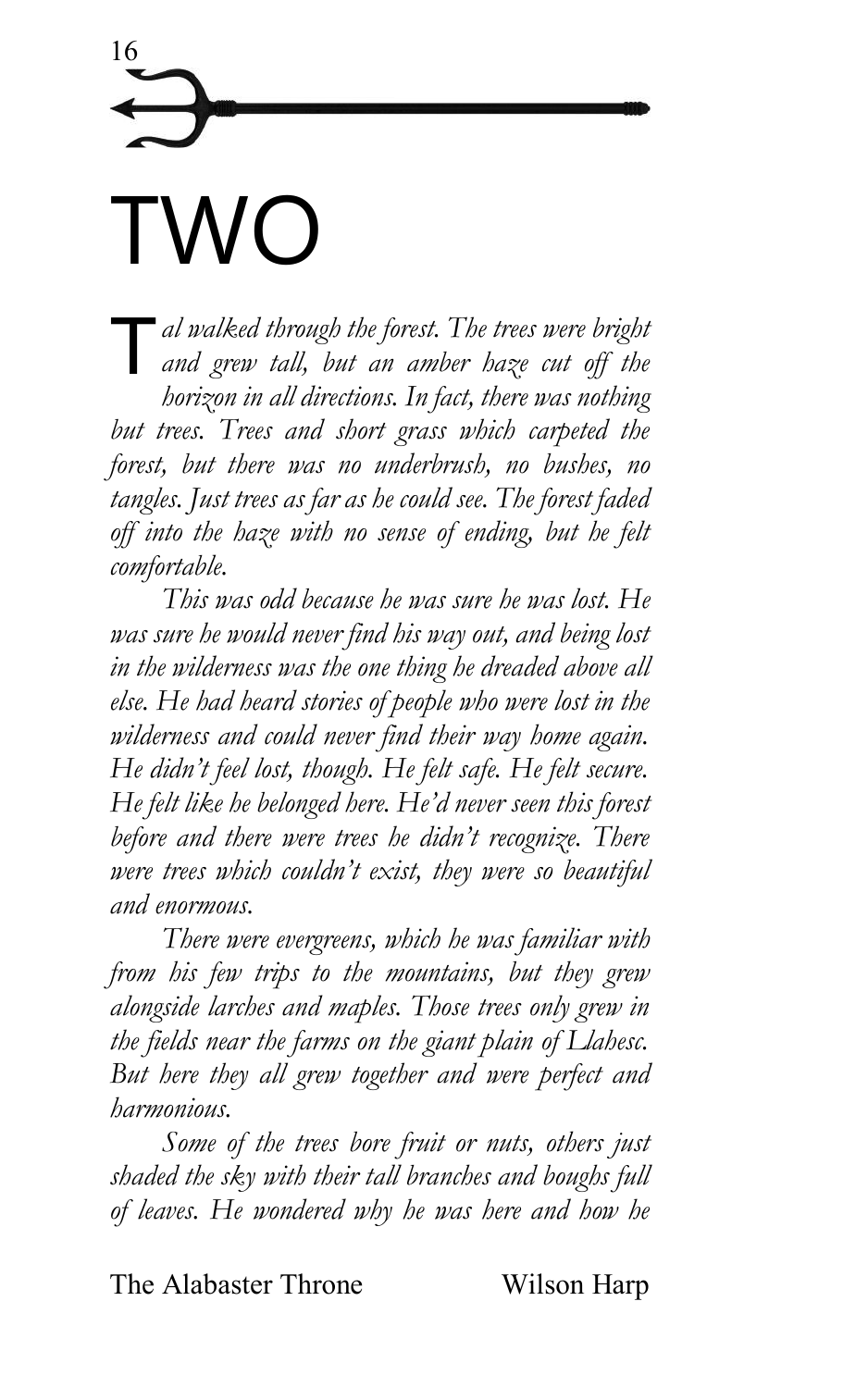# TWO

*Tal walked through the forest. The trees were bright and grew tall, but an amber haze cut off the horizon in all directions. In fact, there was nothing but trees. Trees and short grass which carpeted the forest, but there was no underbrush, no bushes, no tangles. Just trees as far as he could see. The forest faded off into the haze with no sense of ending, but he felt comfortable.*

*This was odd because he was sure he was lost. He was sure he would never find his way out, and being lost in the wilderness was the one thing he dreaded above all else. He had heard stories of people who were lost in the wilderness and could never find their way home again. He didn't feel lost, though. He felt safe. He felt secure. He felt like he belonged here. He'd never seen this forest before and there were trees he didn't recognize. There were trees which couldn't exist, they were so beautiful and enormous.*

*There were evergreens, which he was familiar with from his few trips to the mountains, but they grew alongside larches and maples. Those trees only grew in the fields near the farms on the giant plain of Llahesc. But here they all grew together and were perfect and harmonious.*

*Some of the trees bore fruit or nuts, others just shaded the sky with their tall branches and boughs full of leaves. He wondered why he was here and how he*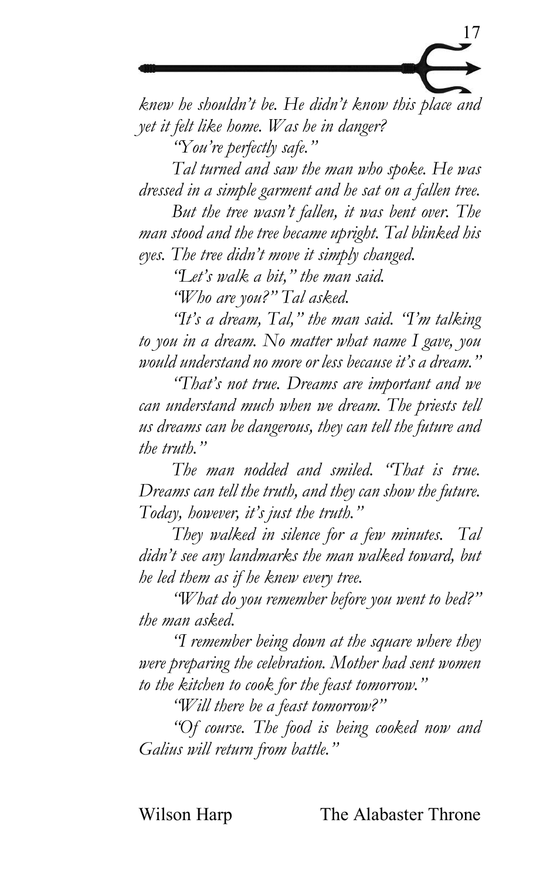*knew he shouldn't be. He didn't know this place and yet it felt like home. Was he in danger?*

*"You're perfectly safe."*

*Tal turned and saw the man who spoke. He was dressed in a simple garment and he sat on a fallen tree.*

*But the tree wasn't fallen, it was bent over. The man stood and the tree became upright. Tal blinked his eyes. The tree didn't move it simply changed.*

*"Let's walk a bit," the man said.*

*"Who are you?" Tal asked.*

*"It's a dream, Tal," the man said. "I'm talking to you in a dream. No matter what name I gave, you would understand no more or less because it's a dream."*

*"That's not true. Dreams are important and we can understand much when we dream. The priests tell us dreams can be dangerous, they can tell the future and the truth."*

*The man nodded and smiled. "That is true. Dreams can tell the truth, and they can show the future. Today, however, it's just the truth."*

*They walked in silence for a few minutes. Tal didn't see any landmarks the man walked toward, but he led them as if he knew every tree.*

*"What do you remember before you went to bed?" the man asked.*

*"I remember being down at the square where they were preparing the celebration. Mother had sent women to the kitchen to cook for the feast tomorrow."*

*"Will there be a feast tomorrow?"*

*"Of course. The food is being cooked now and Galius will return from battle."*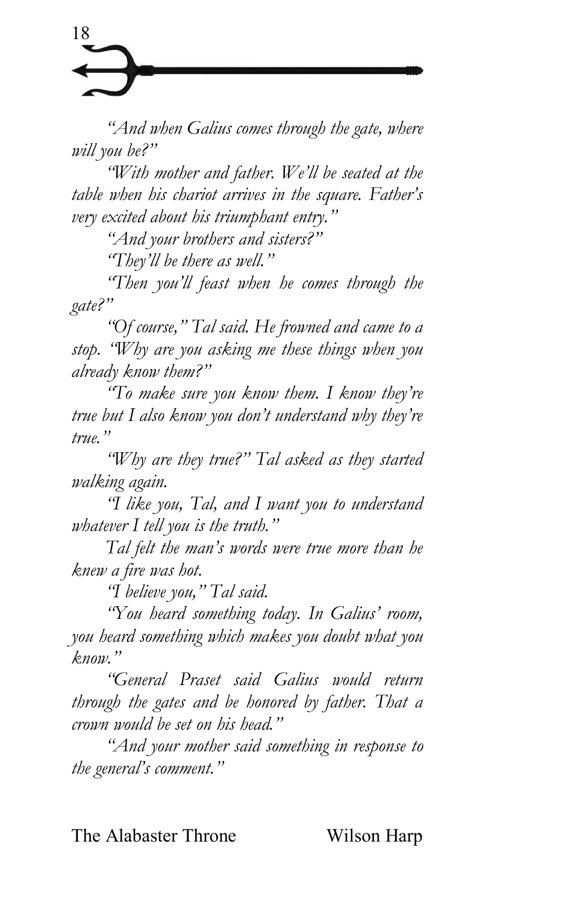*"And when Galius comes through the gate, where will you be?"*

*"With mother and father. We'll be seated at the table when his chariot arrives in the square. Father's very excited about his triumphant entry."*

*"And your brothers and sisters?"*

*"They'll be there as well."*

*"Then you'll feast when he comes through the gate?"*

*"Of course," Tal said. He frowned and came to a stop. "Why are you asking me these things when you already know them?"*

*"To make sure you know them. I know they're true but I also know you don't understand why they're true."*

*"Why are they true?" Tal asked as they started walking again.*

*"I like you, Tal, and I want you to understand whatever I tell you is the truth."*

*Tal felt the man's words were true more than he knew a fire was hot.*

*"I believe you," Tal said.*

*"You heard something today. In Galius' room, you heard something which makes you doubt what you know."*

*"General Praset said Galius would return through the gates and be honored by father. That a crown would be set on his head."*

*"And your mother said something in response to the general's comment."*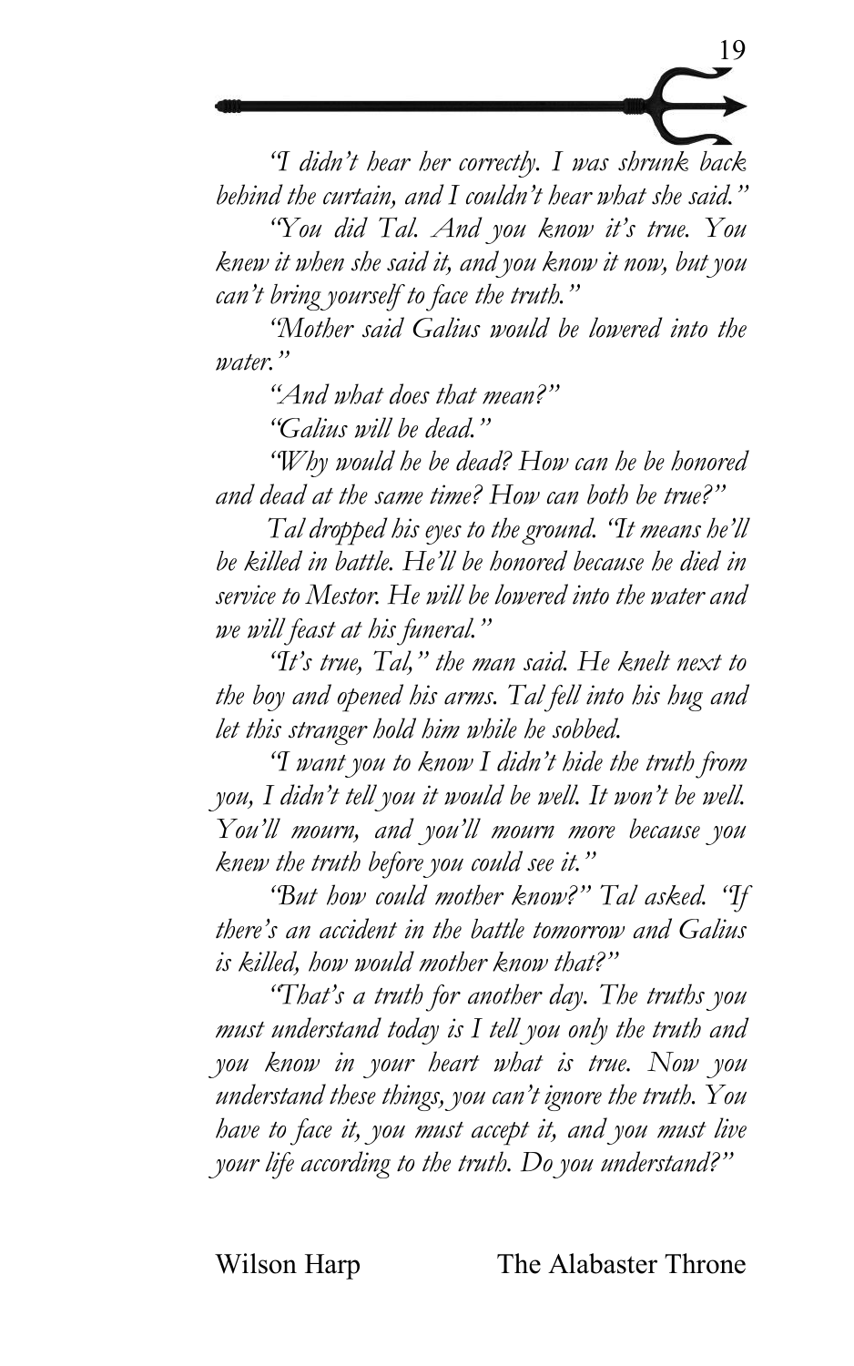*"I didn't hear her correctly. I was shrunk back behind the curtain, and I couldn't hear what she said."*

*"You did Tal. And you know it's true. You knew it when she said it, and you know it now, but you can't bring yourself to face the truth."*

*"Mother said Galius would be lowered into the water."*

*"And what does that mean?"*

*"Galius will be dead."*

*"Why would he be dead? How can he be honored and dead at the same time? How can both be true?"*

*Tal dropped his eyes to the ground. "It means he'll be killed in battle. He'll be honored because he died in service to Mestor. He will be lowered into the water and we will feast at his funeral."*

*"It's true, Tal," the man said. He knelt next to the boy and opened his arms. Tal fell into his hug and let this stranger hold him while he sobbed.*

*"I want you to know I didn't hide the truth from you, I didn't tell you it would be well. It won't be well. You'll mourn, and you'll mourn more because you knew the truth before you could see it."*

*"But how could mother know?" Tal asked. "If there's an accident in the battle tomorrow and Galius is killed, how would mother know that?"*

*"That's a truth for another day. The truths you must understand today is I tell you only the truth and you know in your heart what is true. Now you understand these things, you can't ignore the truth. You have to face it, you must accept it, and you must live your life according to the truth. Do you understand?"*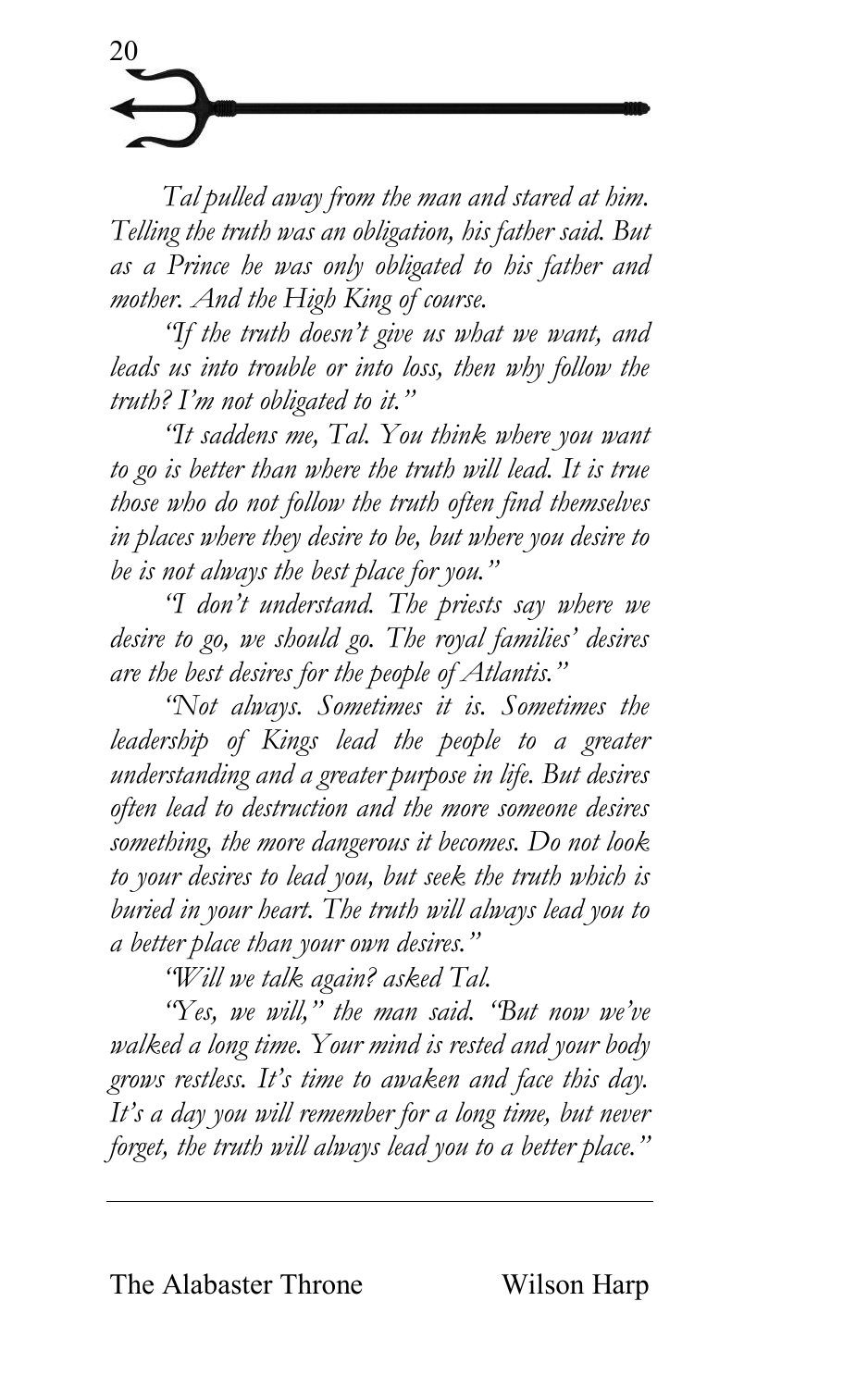*Tal pulled away from the man and stared at him. Telling the truth was an obligation, his father said. But as a Prince he was only obligated to his father and mother. And the High King of course.*

*"If the truth doesn't give us what we want, and leads us into trouble or into loss, then why follow the truth? I'm not obligated to it."*

*"It saddens me, Tal. You think where you want to go is better than where the truth will lead. It is true those who do not follow the truth often find themselves in places where they desire to be, but where you desire to be is not always the best place for you."*

*"I don't understand. The priests say where we desire to go, we should go. The royal families' desires are the best desires for the people of Atlantis."*

*"Not always. Sometimes it is. Sometimes the leadership of Kings lead the people to a greater understanding and a greater purpose in life. But desires often lead to destruction and the more someone desires something, the more dangerous it becomes. Do not look to your desires to lead you, but seek the truth which is buried in your heart. The truth will always lead you to a better place than your own desires."*

*"Will we talk again? asked Tal.*

*"Yes, we will," the man said. "But now we've walked a long time. Your mind is rested and your body grows restless. It's time to awaken and face this day. It's a day you will remember for a long time, but never forget, the truth will always lead you to a better place."*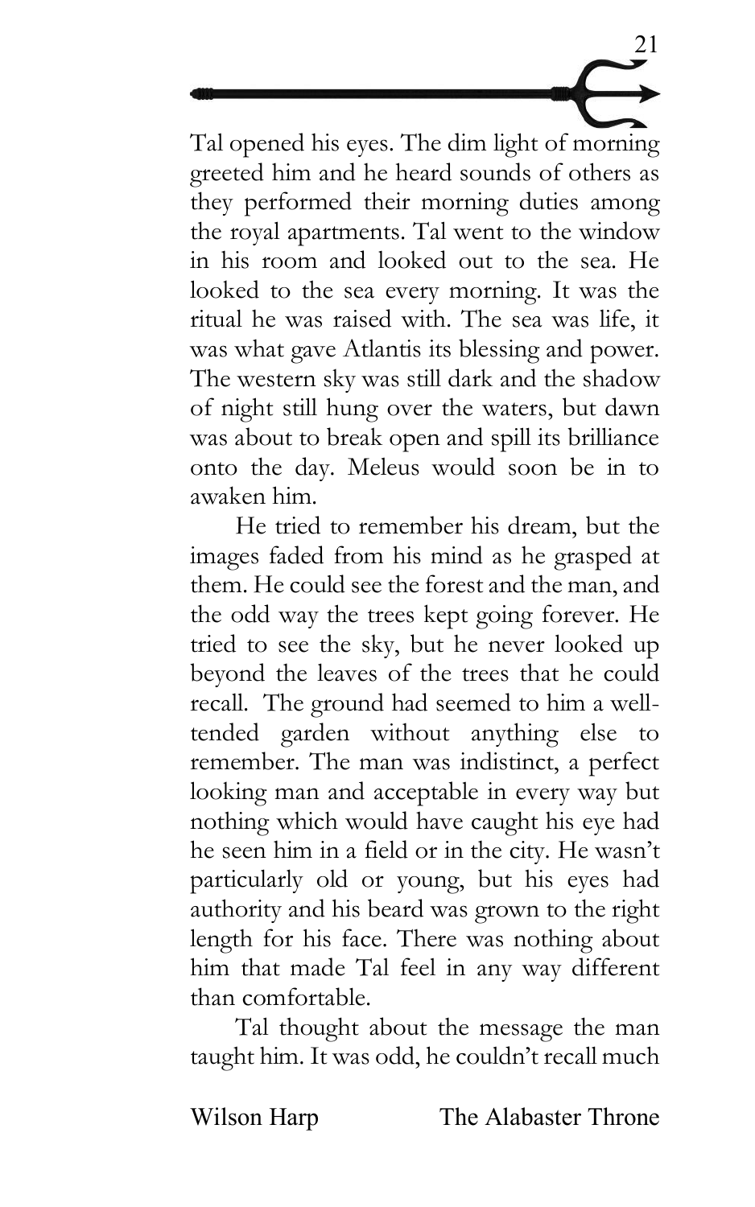Tal opened his eyes. The dim light of morning greeted him and he heard sounds of others as they performed their morning duties among the royal apartments. Tal went to the window in his room and looked out to the sea. He looked to the sea every morning. It was the ritual he was raised with. The sea was life, it was what gave Atlantis its blessing and power. The western sky was still dark and the shadow of night still hung over the waters, but dawn was about to break open and spill its brilliance onto the day. Meleus would soon be in to awaken him.

He tried to remember his dream, but the images faded from his mind as he grasped at them. He could see the forest and the man, and the odd way the trees kept going forever. He tried to see the sky, but he never looked up beyond the leaves of the trees that he could recall. The ground had seemed to him a well-tended garden without anything else to remember. The man was indistinct, a perfect looking man and acceptable in every way but nothing which would have caught his eye had he seen him in a field or in the city. He wasn't particularly old or young, but his eyes had authority and his beard was grown to the right length for his face. There was nothing about him that made Tal feel in any way different than comfortable.

Tal thought about the message the man taught him. It was odd, he couldn't recall much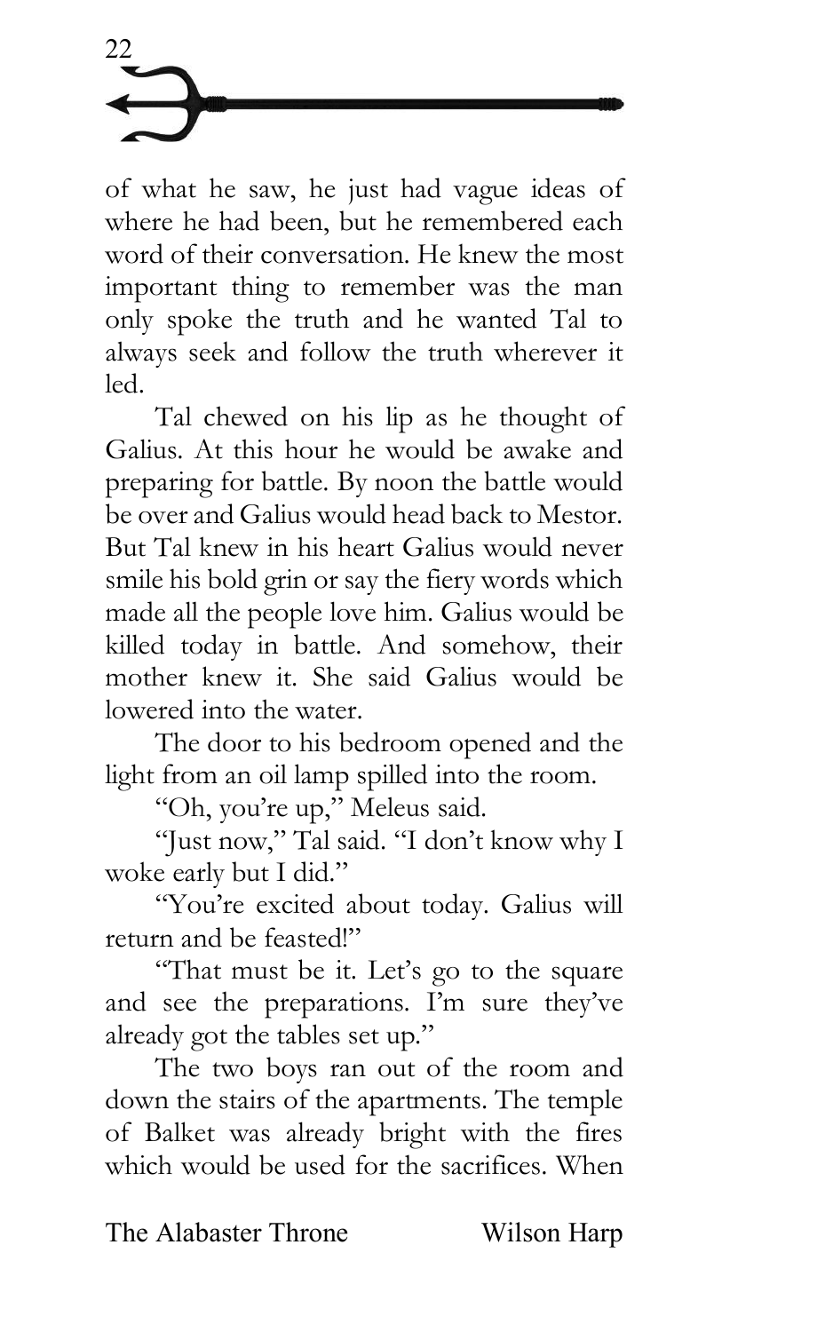of what he saw, he just had vague ideas of where he had been, but he remembered each word of their conversation. He knew the most important thing to remember was the man only spoke the truth and he wanted Tal to always seek and follow the truth wherever it led.

Tal chewed on his lip as he thought of Galius. At this hour he would be awake and preparing for battle. By noon the battle would be over and Galius would head back to Mestor. But Tal knew in his heart Galius would never smile his bold grin or say the fiery words which made all the people love him. Galius would be killed today in battle. And somehow, their mother knew it. She said Galius would be lowered into the water.

The door to his bedroom opened and the light from an oil lamp spilled into the room.

"Oh, you're up," Meleus said.

"Just now," Tal said. "I don't know why I woke early but I did."

"You're excited about today. Galius will return and be feasted!"

"That must be it. Let's go to the square and see the preparations. I'm sure they've already got the tables set up."

The two boys ran out of the room and down the stairs of the apartments. The temple of Balket was already bright with the fires which would be used for the sacrifices. When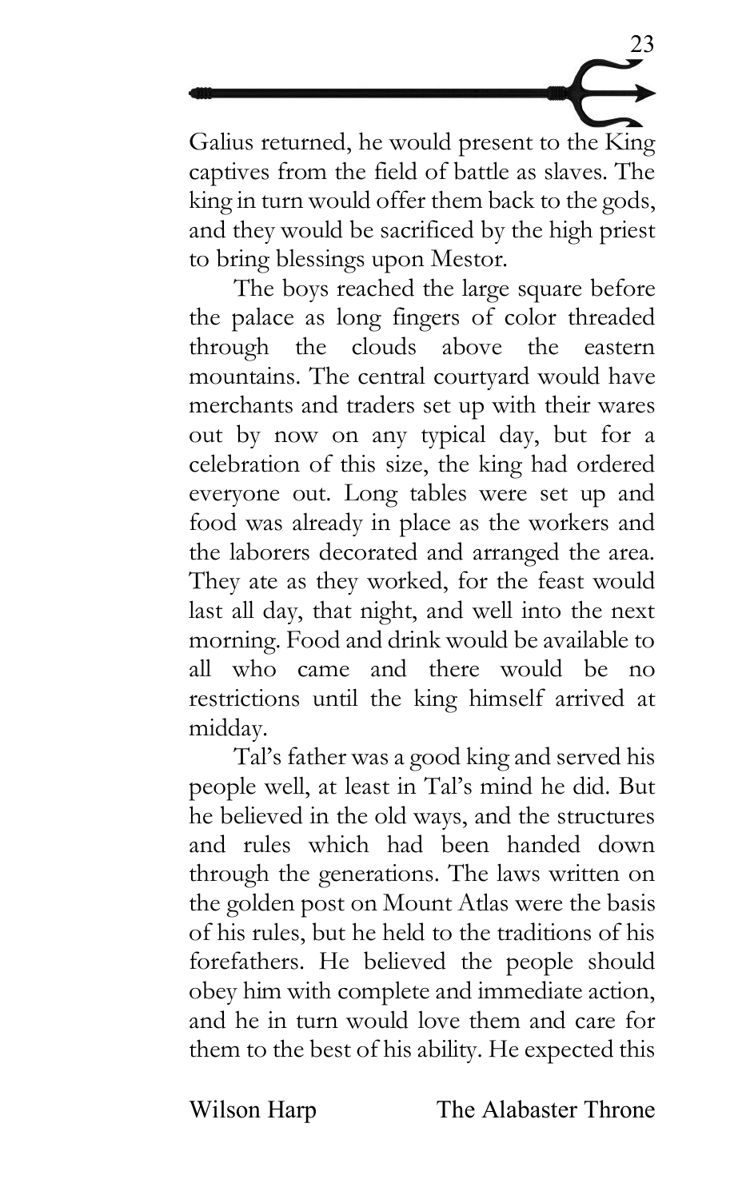Galius returned, he would present to the King captives from the field of battle as slaves. The king in turn would offer them back to the gods, and they would be sacrificed by the high priest to bring blessings upon Mestor.

The boys reached the large square before the palace as long fingers of color threaded through the clouds above the eastern mountains. The central courtyard would have merchants and traders set up with their wares out by now on any typical day, but for a celebration of this size, the king had ordered everyone out. Long tables were set up and food was already in place as the workers and the laborers decorated and arranged the area. They ate as they worked, for the feast would last all day, that night, and well into the next morning. Food and drink would be available to all who came and there would be no restrictions until the king himself arrived at midday.

Tal's father was a good king and served his people well, at least in Tal's mind he did. But he believed in the old ways, and the structures and rules which had been handed down through the generations. The laws written on the golden post on Mount Atlas were the basis of his rules, but he held to the traditions of his forefathers. He believed the people should obey him with complete and immediate action, and he in turn would love them and care for them to the best of his ability. He expected this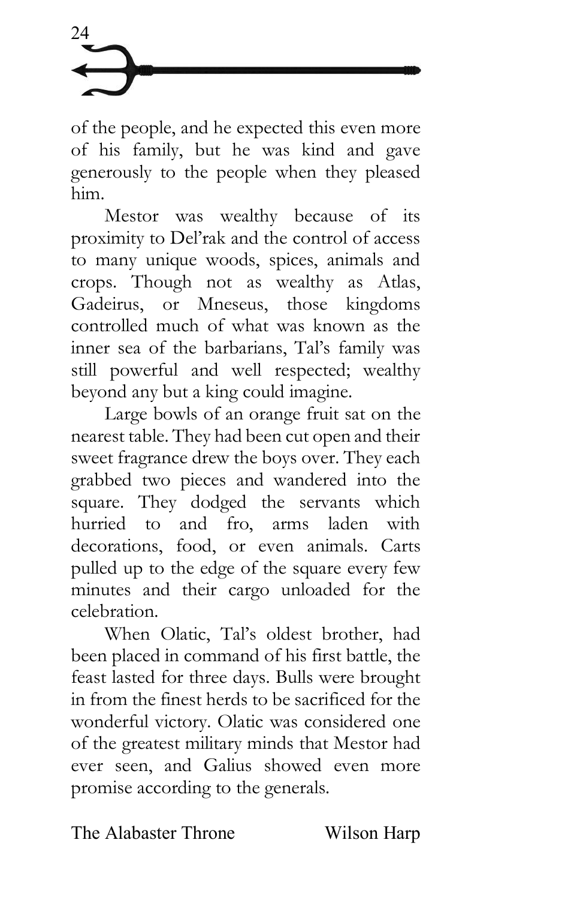of the people, and he expected this even more of his family, but he was kind and gave generously to the people when they pleased him.

Mestor was wealthy because of its proximity to Del'rak and the control of access to many unique woods, spices, animals and crops. Though not as wealthy as Atlas, Gadeirus, or Mneseus, those kingdoms controlled much of what was known as the inner sea of the barbarians, Tal's family was still powerful and well respected; wealthy beyond any but a king could imagine.

Large bowls of an orange fruit sat on the nearest table. They had been cut open and their sweet fragrance drew the boys over. They each grabbed two pieces and wandered into the square. They dodged the servants which hurried to and fro, arms laden with decorations, food, or even animals. Carts pulled up to the edge of the square every few minutes and their cargo unloaded for the celebration.

When Olatic, Tal's oldest brother, had been placed in command of his first battle, the feast lasted for three days. Bulls were brought in from the finest herds to be sacrificed for the wonderful victory. Olatic was considered one of the greatest military minds that Mestor had ever seen, and Galius showed even more promise according to the generals.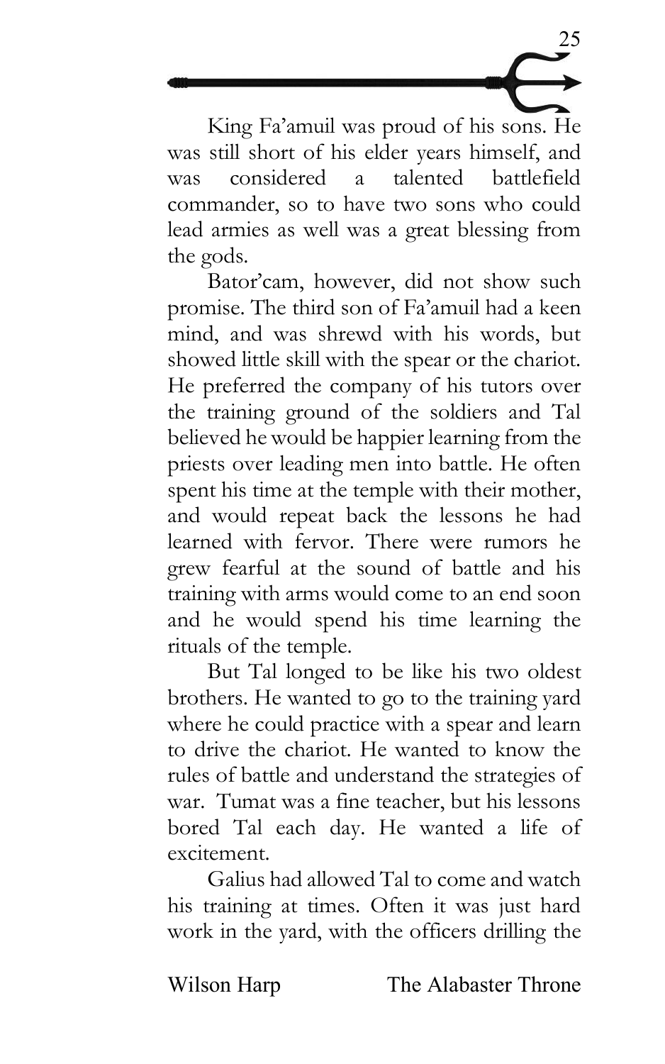King Fa'amuil was proud of his sons. He was still short of his elder years himself, and was considered a talented battlefield commander, so to have two sons who could lead armies as well was a great blessing from the gods.

Bator'cam, however, did not show such promise. The third son of Fa'amuil had a keen mind, and was shrewd with his words, but showed little skill with the spear or the chariot. He preferred the company of his tutors over the training ground of the soldiers and Tal believed he would be happier learning from the priests over leading men into battle. He often spent his time at the temple with their mother, and would repeat back the lessons he had learned with fervor. There were rumors he grew fearful at the sound of battle and his training with arms would come to an end soon and he would spend his time learning the rituals of the temple.

But Tal longed to be like his two oldest brothers. He wanted to go to the training yard where he could practice with a spear and learn to drive the chariot. He wanted to know the rules of battle and understand the strategies of war. Tumat was a fine teacher, but his lessons bored Tal each day. He wanted a life of excitement.

Galius had allowed Tal to come and watch his training at times. Often it was just hard work in the yard, with the officers drilling the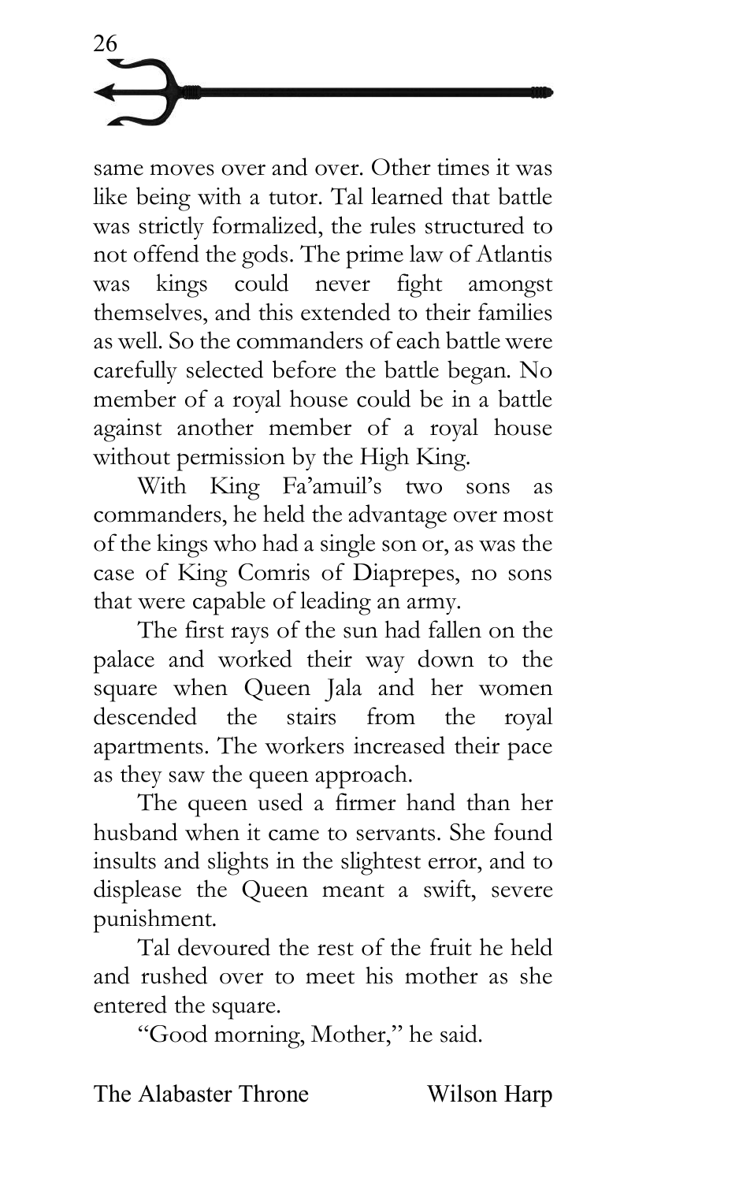same moves over and over. Other times it was like being with a tutor. Tal learned that battle was strictly formalized, the rules structured to not offend the gods. The prime law of Atlantis was kings could never fight amongst themselves, and this extended to their families as well. So the commanders of each battle were carefully selected before the battle began. No member of a royal house could be in a battle against another member of a royal house without permission by the High King.

With King Fa'amuil's two sons as commanders, he held the advantage over most of the kings who had a single son or, as was the case of King Comris of Diaprepes, no sons that were capable of leading an army.

The first rays of the sun had fallen on the palace and worked their way down to the square when Queen Jala and her women descended the stairs from the royal apartments. The workers increased their pace as they saw the queen approach.

The queen used a firmer hand than her husband when it came to servants. She found insults and slights in the slightest error, and to displease the Queen meant a swift, severe punishment.

Tal devoured the rest of the fruit he held and rushed over to meet his mother as she entered the square.

"Good morning, Mother," he said.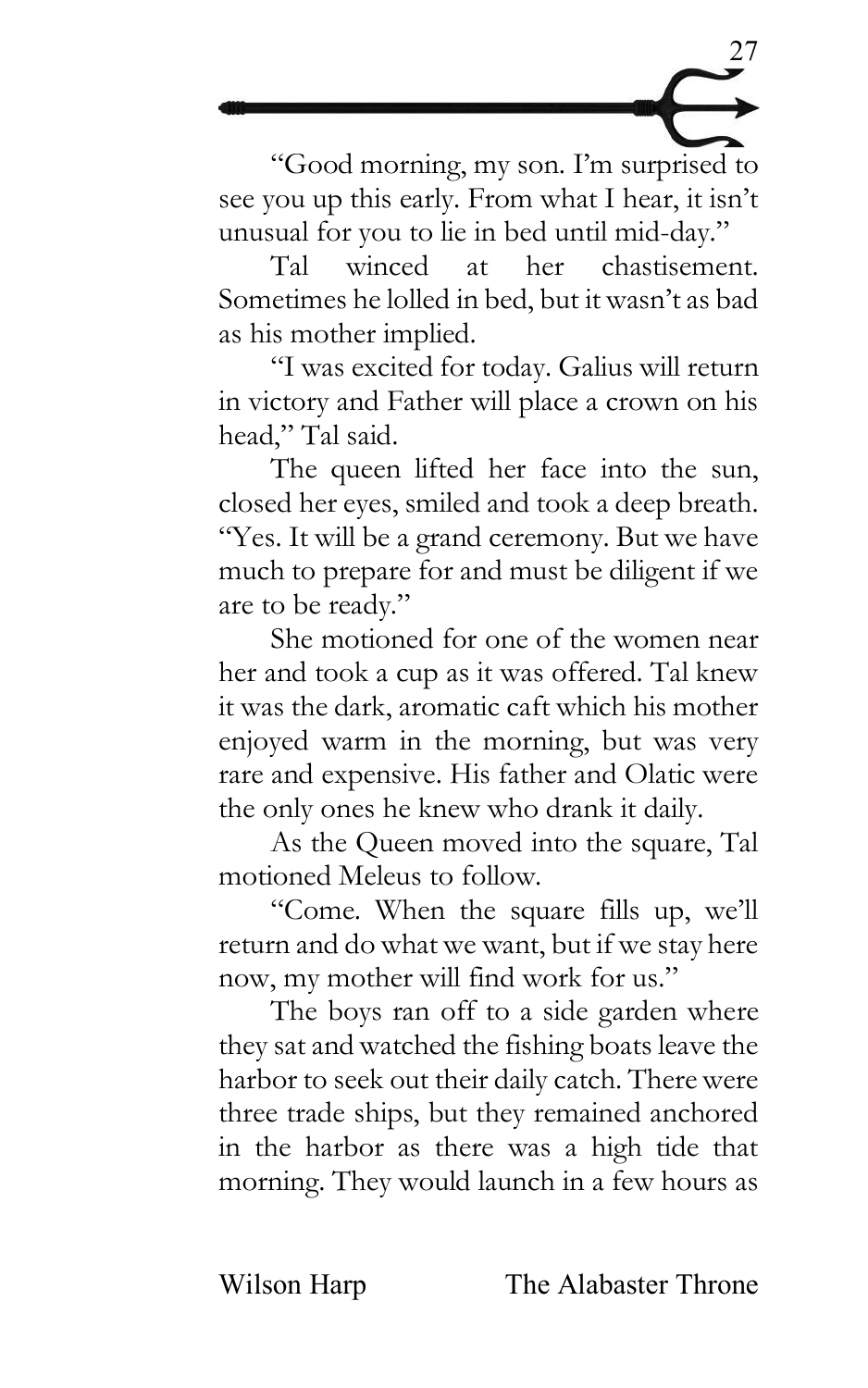"Good morning, my son. I'm surprised to see you up this early. From what I hear, it isn't unusual for you to lie in bed until mid-day."

Tal winced at her chastisement. Sometimes he lolled in bed, but it wasn't as bad as his mother implied.

"I was excited for today. Galius will return in victory and Father will place a crown on his head," Tal said.

The queen lifted her face into the sun, closed her eyes, smiled and took a deep breath. "Yes. It will be a grand ceremony. But we have much to prepare for and must be diligent if we are to be ready."

She motioned for one of the women near her and took a cup as it was offered. Tal knew it was the dark, aromatic caft which his mother enjoyed warm in the morning, but was very rare and expensive. His father and Olatic were the only ones he knew who drank it daily.

As the Queen moved into the square, Tal motioned Meleus to follow.

"Come. When the square fills up, we'll return and do what we want, but if we stay here now, my mother will find work for us."

The boys ran off to a side garden where they sat and watched the fishing boats leave the harbor to seek out their daily catch. There were three trade ships, but they remained anchored in the harbor as there was a high tide that morning. They would launch in a few hours as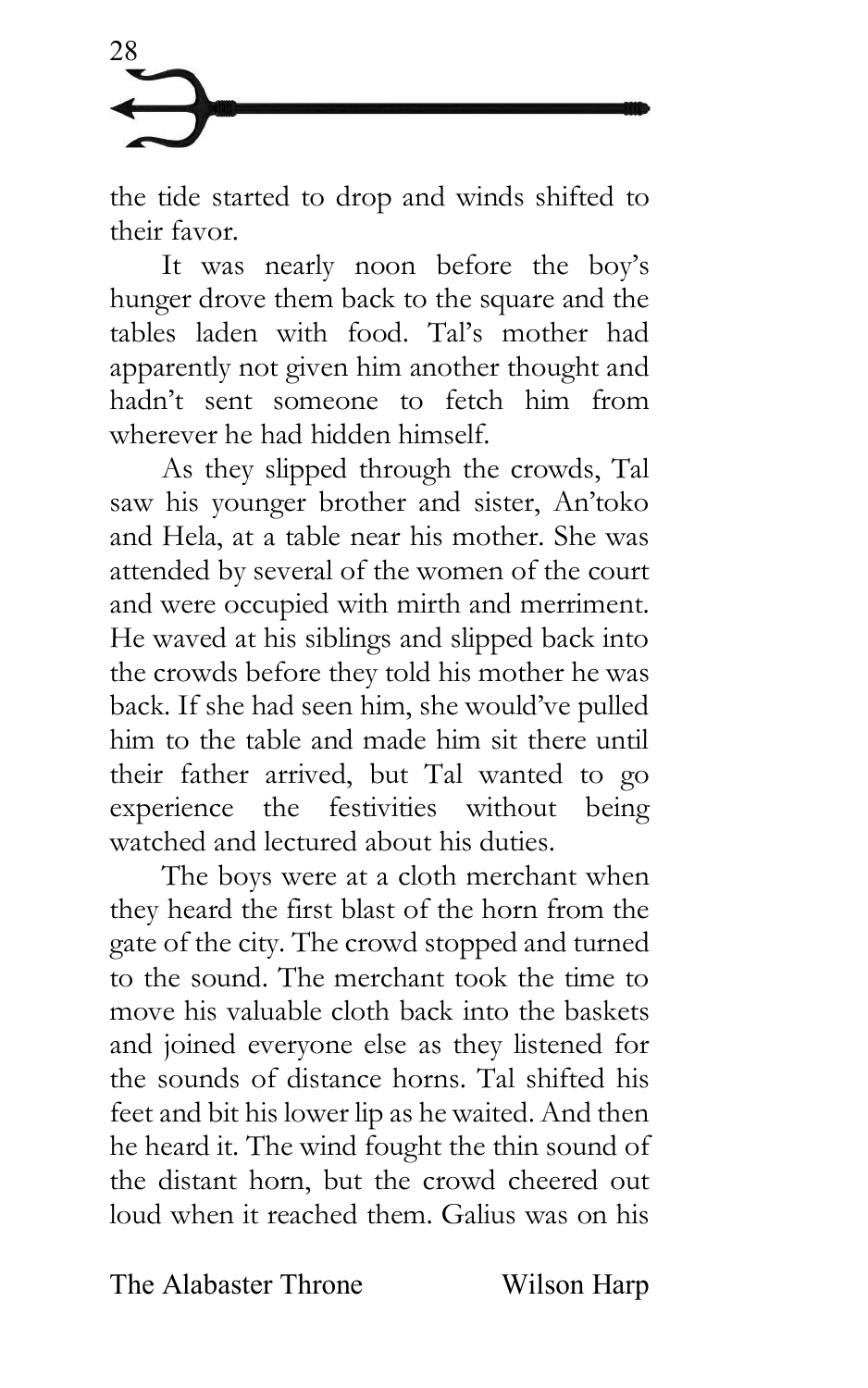the tide started to drop and winds shifted to their favor.

It was nearly noon before the boy's hunger drove them back to the square and the tables laden with food. Tal's mother had apparently not given him another thought and hadn't sent someone to fetch him from wherever he had hidden himself.

As they slipped through the crowds, Tal saw his younger brother and sister, An'toko and Hela, at a table near his mother. She was attended by several of the women of the court and were occupied with mirth and merriment. He waved at his siblings and slipped back into the crowds before they told his mother he was back. If she had seen him, she would've pulled him to the table and made him sit there until their father arrived, but Tal wanted to go experience the festivities without being watched and lectured about his duties.

The boys were at a cloth merchant when they heard the first blast of the horn from the gate of the city. The crowd stopped and turned to the sound. The merchant took the time to move his valuable cloth back into the baskets and joined everyone else as they listened for the sounds of distance horns. Tal shifted his feet and bit his lower lip as he waited. And then he heard it. The wind fought the thin sound of the distant horn, but the crowd cheered out loud when it reached them. Galius was on his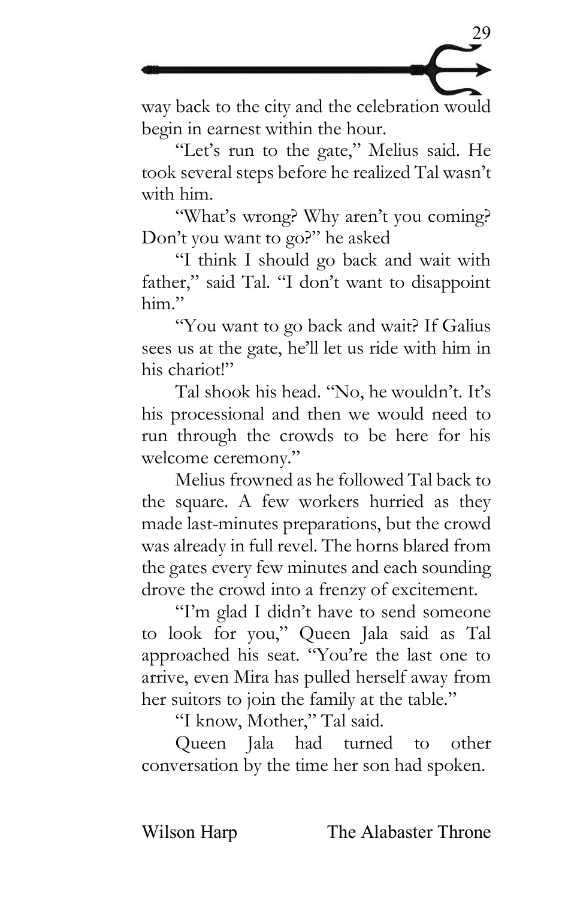way back to the city and the celebration would begin in earnest within the hour.

"Let's run to the gate," Melius said. He took several steps before he realized Tal wasn't with him.

"What's wrong? Why aren't you coming? Don't you want to go?" he asked

"I think I should go back and wait with father," said Tal. "I don't want to disappoint him."

"You want to go back and wait? If Galius sees us at the gate, he'll let us ride with him in his chariot!"

Tal shook his head. "No, he wouldn't. It's his processional and then we would need to run through the crowds to be here for his welcome ceremony."

Melius frowned as he followed Tal back to the square. A few workers hurried as they made last-minutes preparations, but the crowd was already in full revel. The horns blared from the gates every few minutes and each sounding drove the crowd into a frenzy of excitement.

"I'm glad I didn't have to send someone to look for you," Queen Jala said as Tal approached his seat. "You're the last one to arrive, even Mira has pulled herself away from her suitors to join the family at the table."

"I know, Mother," Tal said.

Queen Jala had turned to other conversation by the time her son had spoken.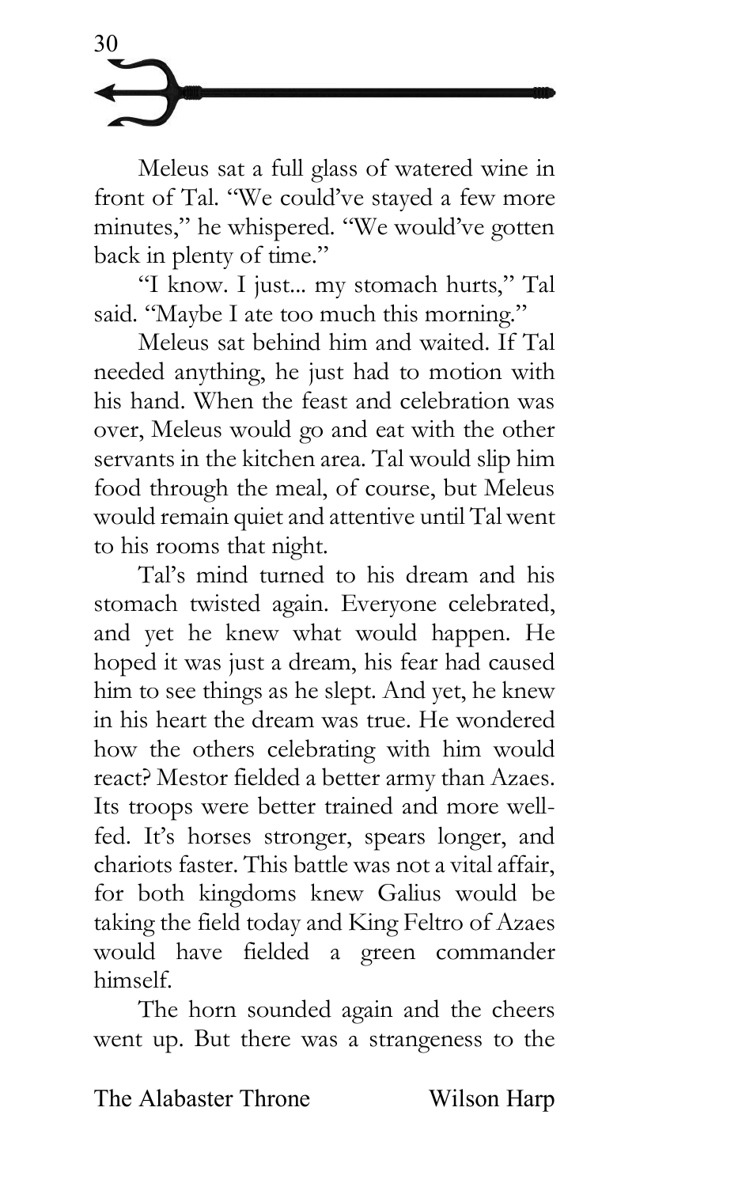Meleus sat a full glass of watered wine in front of Tal. "We could've stayed a few more minutes," he whispered. "We would've gotten back in plenty of time."

"I know. I just... my stomach hurts," Tal said. "Maybe I ate too much this morning."

Meleus sat behind him and waited. If Tal needed anything, he just had to motion with his hand. When the feast and celebration was over, Meleus would go and eat with the other servants in the kitchen area. Tal would slip him food through the meal, of course, but Meleus would remain quiet and attentive until Tal went to his rooms that night.

Tal's mind turned to his dream and his stomach twisted again. Everyone celebrated, and yet he knew what would happen. He hoped it was just a dream, his fear had caused him to see things as he slept. And yet, he knew in his heart the dream was true. He wondered how the others celebrating with him would react? Mestor fielded a better army than Azaes. Its troops were better trained and more well-fed. It's horses stronger, spears longer, and chariots faster. This battle was not a vital affair, for both kingdoms knew Galius would be taking the field today and King Feltro of Azaes would have fielded a green commander himself.

The horn sounded again and the cheers went up. But there was a strangeness to the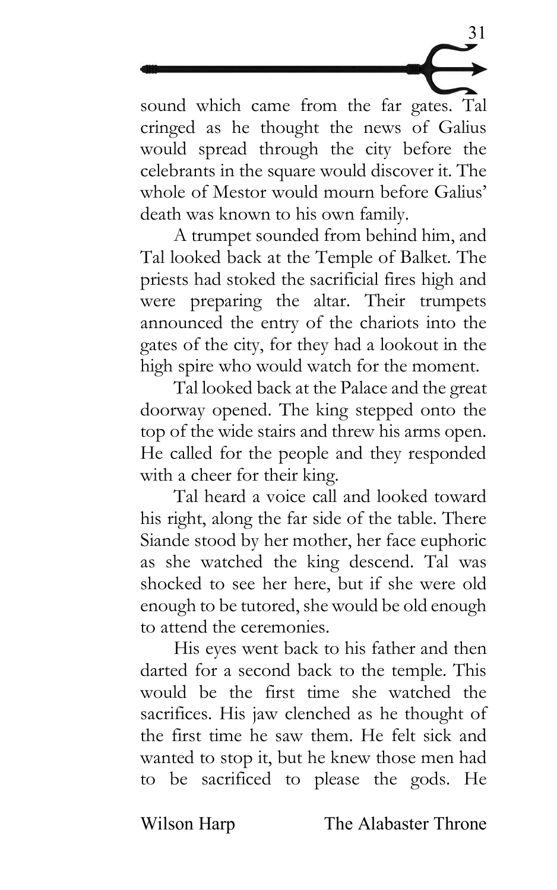sound which came from the far gates. Tal cringed as he thought the news of Galius would spread through the city before the celebrants in the square would discover it. The whole of Mestor would mourn before Galius' death was known to his own family.

A trumpet sounded from behind him, and Tal looked back at the Temple of Balket. The priests had stoked the sacrificial fires high and were preparing the altar. Their trumpets announced the entry of the chariots into the gates of the city, for they had a lookout in the high spire who would watch for the moment.

Tal looked back at the Palace and the great doorway opened. The king stepped onto the top of the wide stairs and threw his arms open. He called for the people and they responded with a cheer for their king.

Tal heard a voice call and looked toward his right, along the far side of the table. There Siande stood by her mother, her face euphoric as she watched the king descend. Tal was shocked to see her here, but if she were old enough to be tutored, she would be old enough to attend the ceremonies.

His eyes went back to his father and then darted for a second back to the temple. This would be the first time she watched the sacrifices. His jaw clenched as he thought of the first time he saw them. He felt sick and wanted to stop it, but he knew those men had to be sacrificed to please the gods. He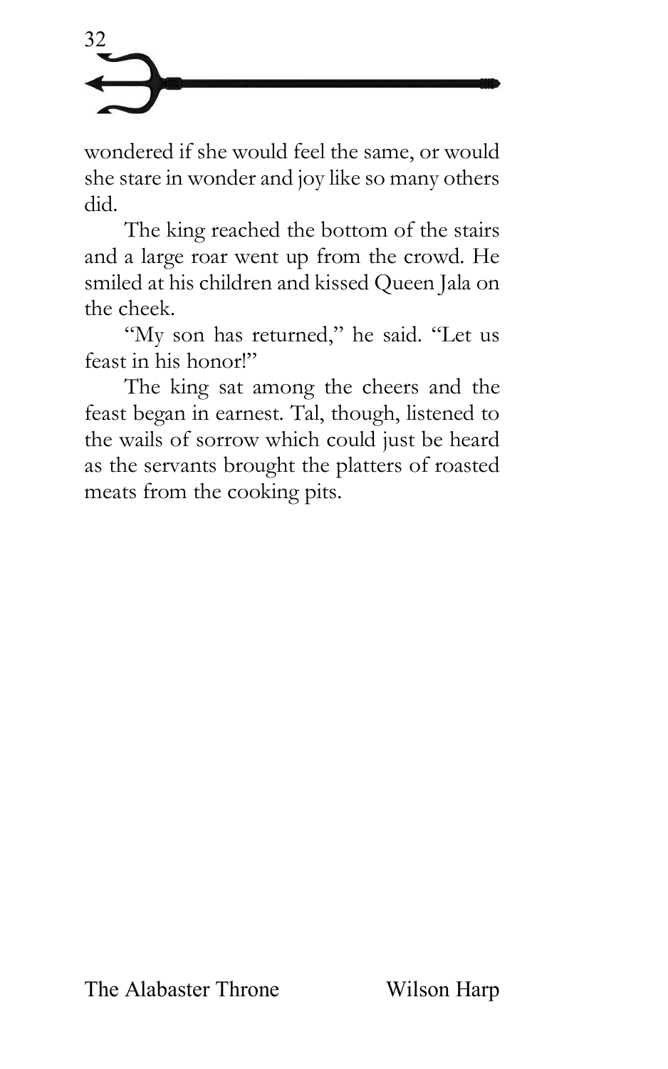wondered if she would feel the same, or would she stare in wonder and joy like so many others did.

The king reached the bottom of the stairs and a large roar went up from the crowd. He smiled at his children and kissed Queen Jala on the cheek.

"My son has returned," he said. "Let us feast in his honor!"

The king sat among the cheers and the feast began in earnest. Tal, though, listened to the wails of sorrow which could just be heard as the servants brought the platters of roasted meats from the cooking pits.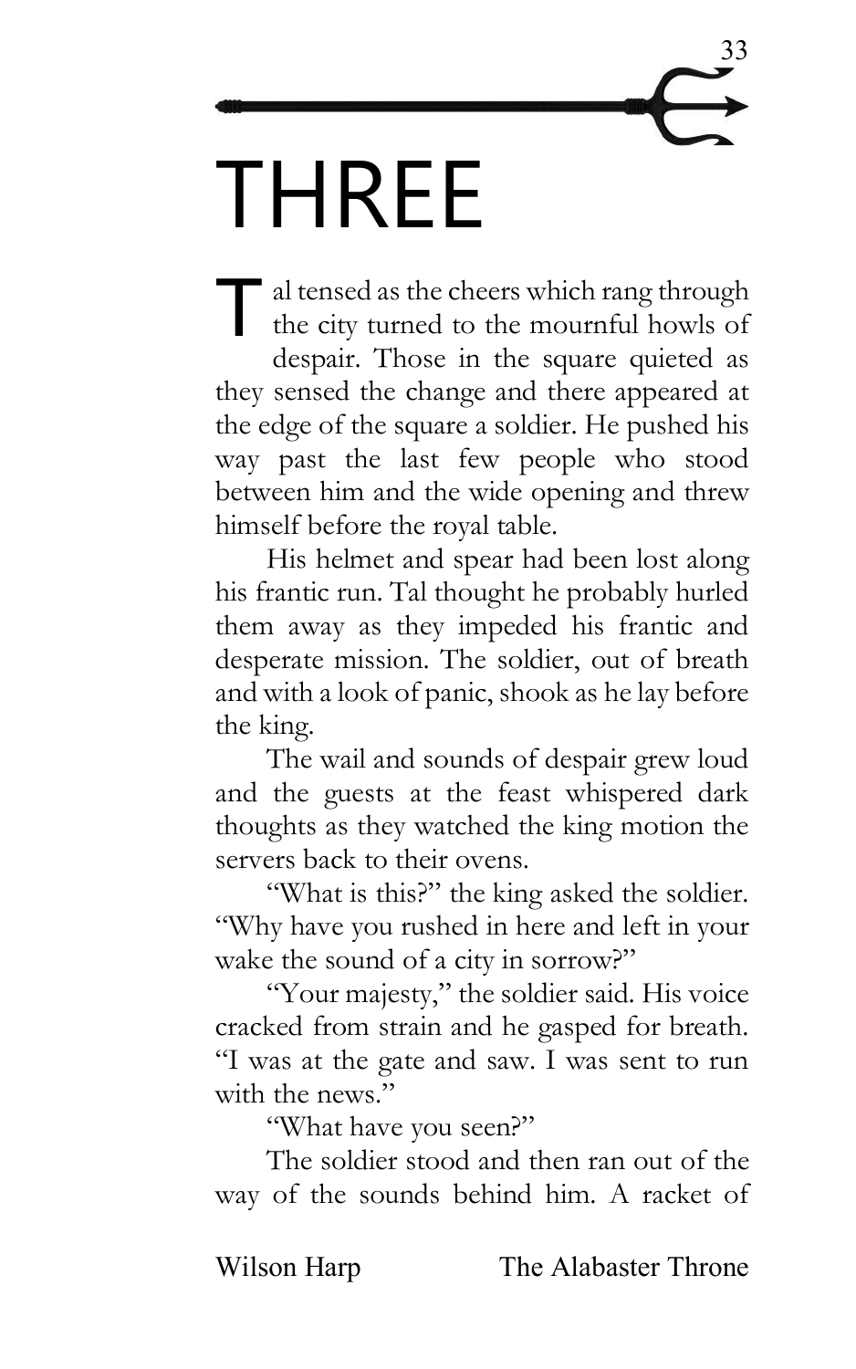# THREE

Tal tensed as the cheers which rang through the city turned to the mournful howls of despair. Those in the square quieted as they sensed the change and there appeared at the edge of the square a soldier. He pushed his way past the last few people who stood between him and the wide opening and threw himself before the royal table.

His helmet and spear had been lost along his frantic run. Tal thought he probably hurled them away as they impeded his frantic and desperate mission. The soldier, out of breath and with a look of panic, shook as he lay before the king.

The wail and sounds of despair grew loud and the guests at the feast whispered dark thoughts as they watched the king motion the servers back to their ovens.

"What is this?" the king asked the soldier. "Why have you rushed in here and left in your wake the sound of a city in sorrow?"

"Your majesty," the soldier said. His voice cracked from strain and he gasped for breath. "I was at the gate and saw. I was sent to run with the news."

"What have you seen?"

The soldier stood and then ran out of the way of the sounds behind him. A racket of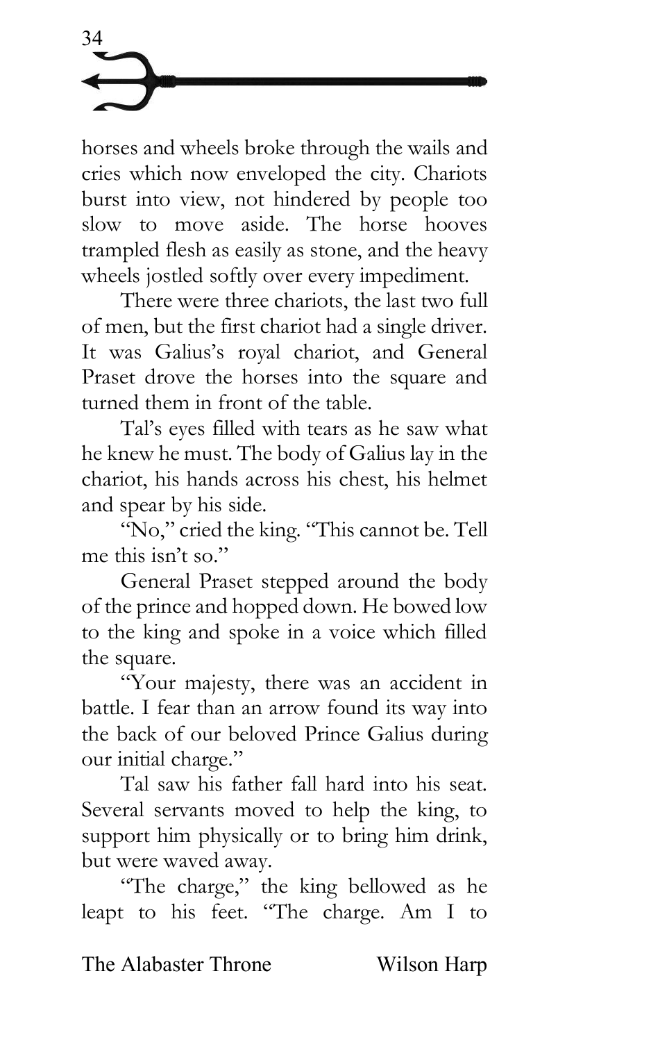horses and wheels broke through the wails and cries which now enveloped the city. Chariots burst into view, not hindered by people too slow to move aside. The horse hooves trampled flesh as easily as stone, and the heavy wheels jostled softly over every impediment.

There were three chariots, the last two full of men, but the first chariot had a single driver. It was Galius's royal chariot, and General Praset drove the horses into the square and turned them in front of the table.

Tal's eyes filled with tears as he saw what he knew he must. The body of Galius lay in the chariot, his hands across his chest, his helmet and spear by his side.

"No," cried the king. "This cannot be. Tell me this isn't so."

General Praset stepped around the body of the prince and hopped down. He bowed low to the king and spoke in a voice which filled the square.

"Your majesty, there was an accident in battle. I fear than an arrow found its way into the back of our beloved Prince Galius during our initial charge."

Tal saw his father fall hard into his seat. Several servants moved to help the king, to support him physically or to bring him drink, but were waved away.

"The charge," the king bellowed as he leapt to his feet. "The charge. Am I to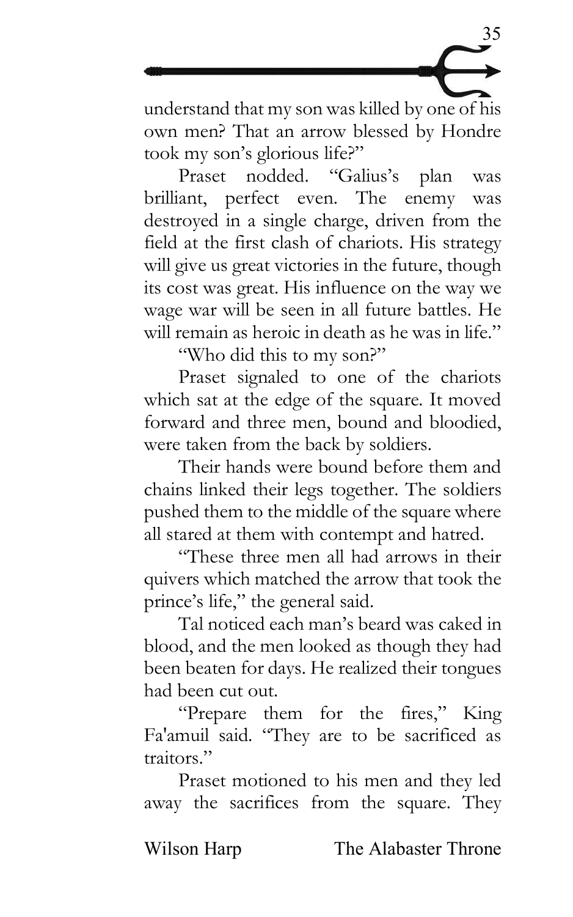understand that my son was killed by one of his own men? That an arrow blessed by Hondre took my son's glorious life?"

Praset nodded. "Galius's plan was brilliant, perfect even. The enemy was destroyed in a single charge, driven from the field at the first clash of chariots. His strategy will give us great victories in the future, though its cost was great. His influence on the way we wage war will be seen in all future battles. He will remain as heroic in death as he was in life."

"Who did this to my son?"

Praset signaled to one of the chariots which sat at the edge of the square. It moved forward and three men, bound and bloodied, were taken from the back by soldiers.

Their hands were bound before them and chains linked their legs together. The soldiers pushed them to the middle of the square where all stared at them with contempt and hatred.

"These three men all had arrows in their quivers which matched the arrow that took the prince's life," the general said.

Tal noticed each man's beard was caked in blood, and the men looked as though they had been beaten for days. He realized their tongues had been cut out.

"Prepare them for the fires," King Fa'amuil said. "They are to be sacrificed as traitors."

Praset motioned to his men and they led away the sacrifices from the square. They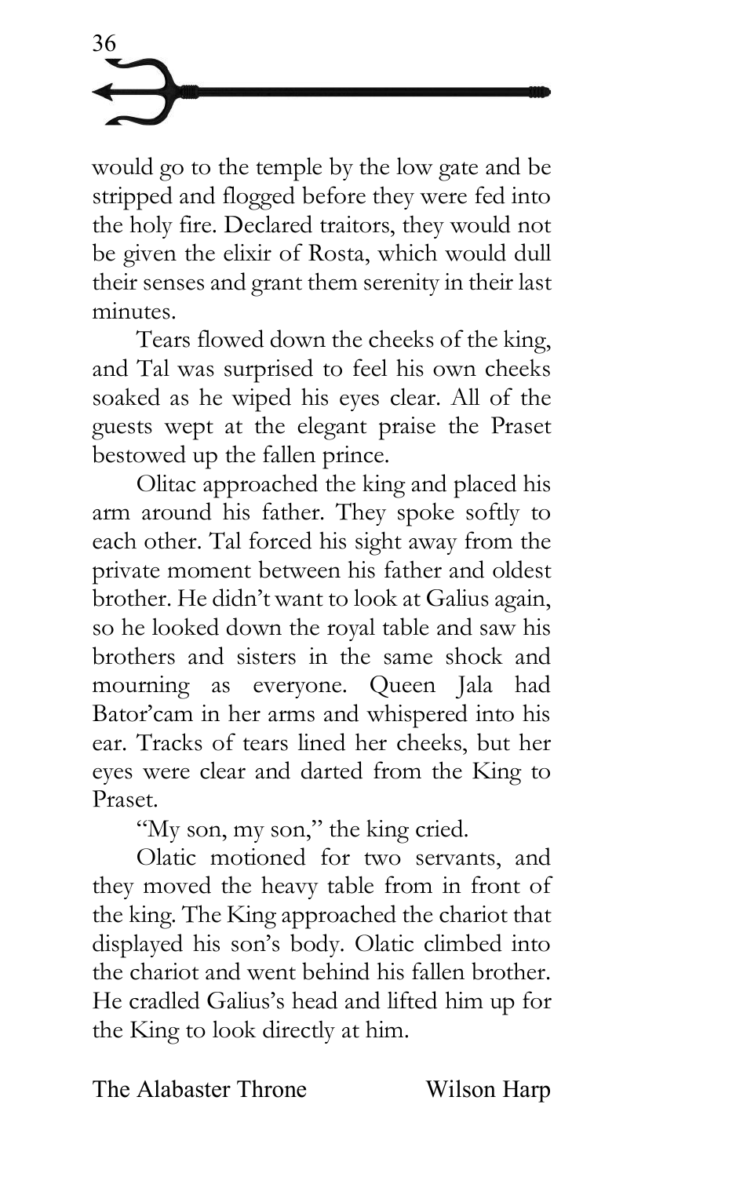would go to the temple by the low gate and be stripped and flogged before they were fed into the holy fire. Declared traitors, they would not be given the elixir of Rosta, which would dull their senses and grant them serenity in their last minutes.

Tears flowed down the cheeks of the king, and Tal was surprised to feel his own cheeks soaked as he wiped his eyes clear. All of the guests wept at the elegant praise the Praset bestowed up the fallen prince.

Olitac approached the king and placed his arm around his father. They spoke softly to each other. Tal forced his sight away from the private moment between his father and oldest brother. He didn't want to look at Galius again, so he looked down the royal table and saw his brothers and sisters in the same shock and mourning as everyone. Queen Jala had Bator'cam in her arms and whispered into his ear. Tracks of tears lined her cheeks, but her eyes were clear and darted from the King to Praset.

"My son, my son," the king cried.

Olatic motioned for two servants, and they moved the heavy table from in front of the king. The King approached the chariot that displayed his son's body. Olatic climbed into the chariot and went behind his fallen brother. He cradled Galius's head and lifted him up for the King to look directly at him.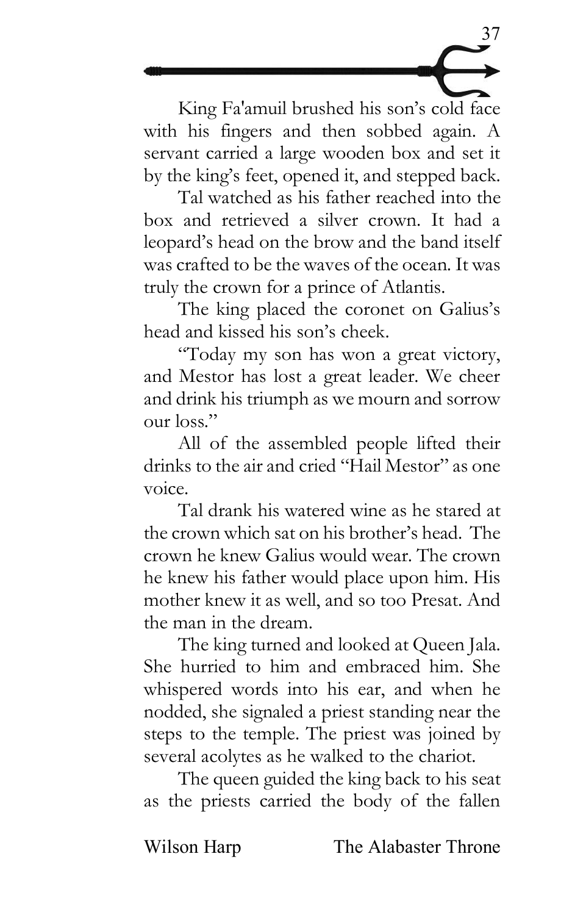King Fa'amuil brushed his son's cold face with his fingers and then sobbed again. A servant carried a large wooden box and set it by the king's feet, opened it, and stepped back.

Tal watched as his father reached into the box and retrieved a silver crown. It had a leopard's head on the brow and the band itself was crafted to be the waves of the ocean. It was truly the crown for a prince of Atlantis.

The king placed the coronet on Galius's head and kissed his son's cheek.

"Today my son has won a great victory, and Mestor has lost a great leader. We cheer and drink his triumph as we mourn and sorrow our loss."

All of the assembled people lifted their drinks to the air and cried "Hail Mestor" as one voice.

Tal drank his watered wine as he stared at the crown which sat on his brother's head. The crown he knew Galius would wear. The crown he knew his father would place upon him. His mother knew it as well, and so too Presat. And the man in the dream.

The king turned and looked at Queen Jala. She hurried to him and embraced him. She whispered words into his ear, and when he nodded, she signaled a priest standing near the steps to the temple. The priest was joined by several acolytes as he walked to the chariot.

The queen guided the king back to his seat as the priests carried the body of the fallen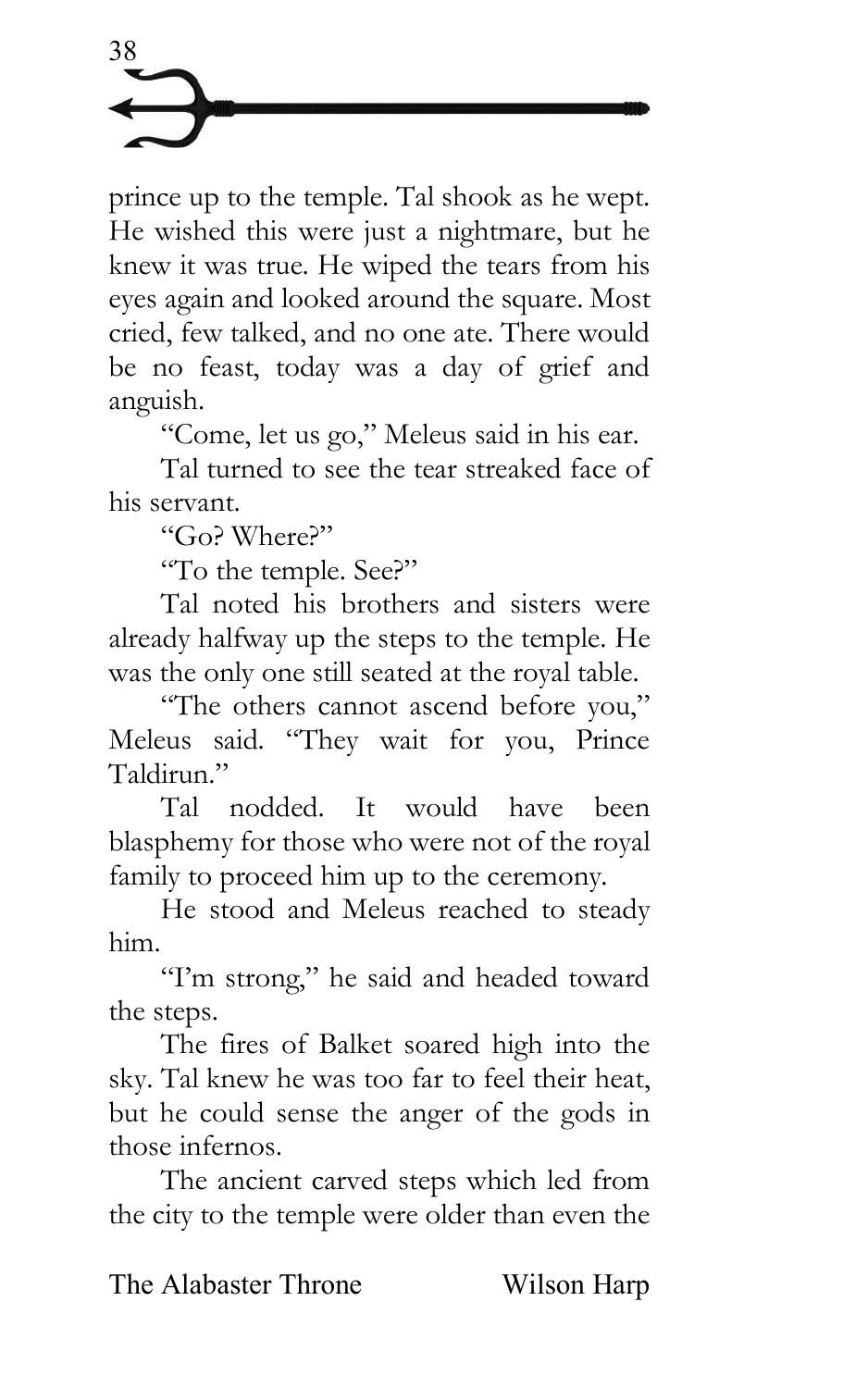prince up to the temple. Tal shook as he wept. He wished this were just a nightmare, but he knew it was true. He wiped the tears from his eyes again and looked around the square. Most cried, few talked, and no one ate. There would be no feast, today was a day of grief and anguish.

"Come, let us go," Meleus said in his ear.

Tal turned to see the tear streaked face of his servant.

"Go? Where?"

"To the temple. See?"

Tal noted his brothers and sisters were already halfway up the steps to the temple. He was the only one still seated at the royal table.

"The others cannot ascend before you," Meleus said. "They wait for you, Prince Taldirun."

Tal nodded. It would have been blasphemy for those who were not of the royal family to proceed him up to the ceremony.

He stood and Meleus reached to steady him.

"I'm strong," he said and headed toward the steps.

The fires of Balket soared high into the sky. Tal knew he was too far to feel their heat, but he could sense the anger of the gods in those infernos.

The ancient carved steps which led from the city to the temple were older than even the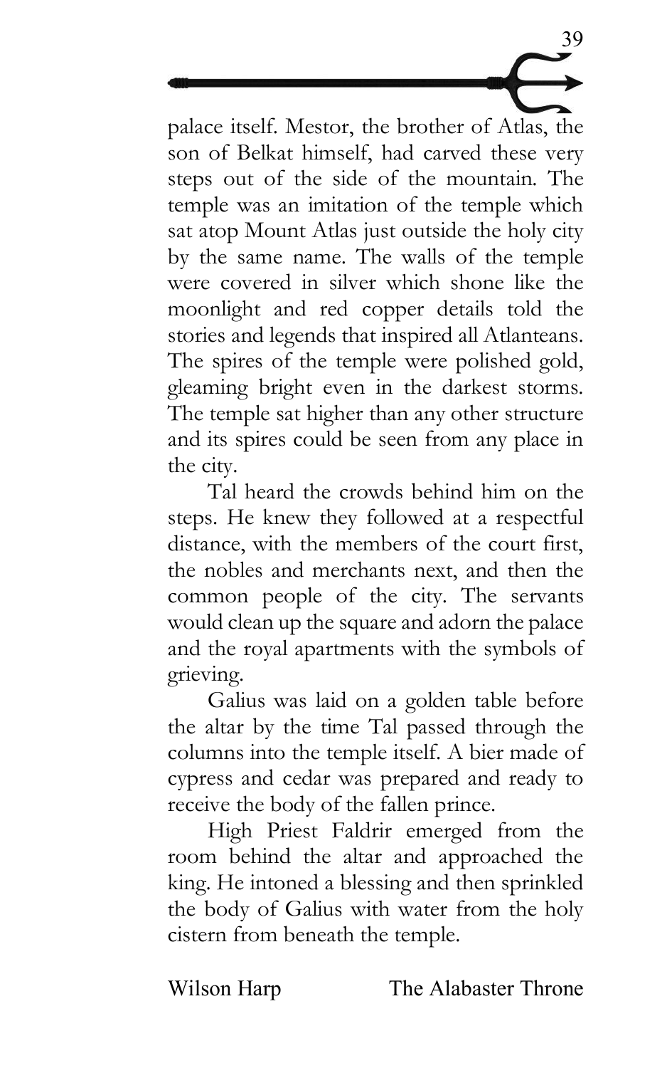palace itself. Mestor, the brother of Atlas, the son of Belkat himself, had carved these very steps out of the side of the mountain. The temple was an imitation of the temple which sat atop Mount Atlas just outside the holy city by the same name. The walls of the temple were covered in silver which shone like the moonlight and red copper details told the stories and legends that inspired all Atlanteans. The spires of the temple were polished gold, gleaming bright even in the darkest storms. The temple sat higher than any other structure and its spires could be seen from any place in the city.

Tal heard the crowds behind him on the steps. He knew they followed at a respectful distance, with the members of the court first, the nobles and merchants next, and then the common people of the city. The servants would clean up the square and adorn the palace and the royal apartments with the symbols of grieving.

Galius was laid on a golden table before the altar by the time Tal passed through the columns into the temple itself. A bier made of cypress and cedar was prepared and ready to receive the body of the fallen prince.

High Priest Faldrir emerged from the room behind the altar and approached the king. He intoned a blessing and then sprinkled the body of Galius with water from the holy cistern from beneath the temple.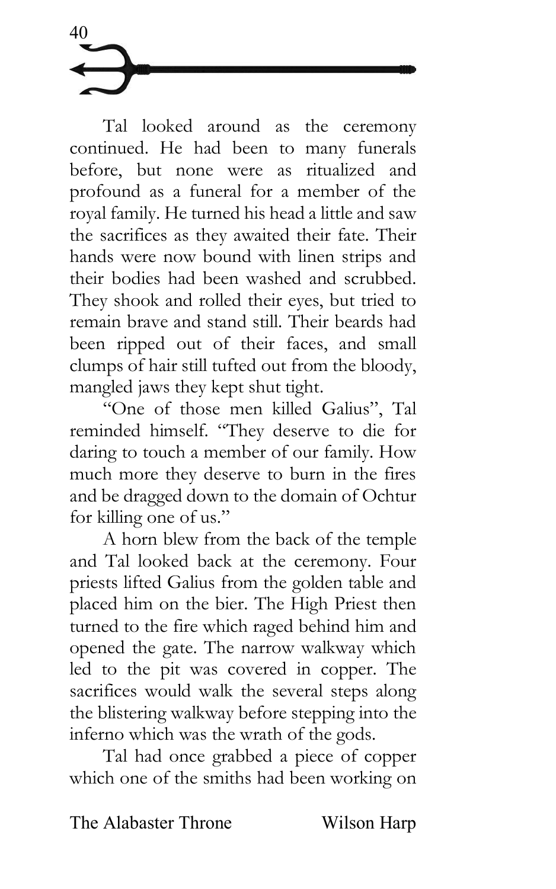Tal looked around as the ceremony continued. He had been to many funerals before, but none were as ritualized and profound as a funeral for a member of the royal family. He turned his head a little and saw the sacrifices as they awaited their fate. Their hands were now bound with linen strips and their bodies had been washed and scrubbed. They shook and rolled their eyes, but tried to remain brave and stand still. Their beards had been ripped out of their faces, and small clumps of hair still tufted out from the bloody, mangled jaws they kept shut tight.

"One of those men killed Galius", Tal reminded himself. "They deserve to die for daring to touch a member of our family. How much more they deserve to burn in the fires and be dragged down to the domain of Ochtur for killing one of us."

A horn blew from the back of the temple and Tal looked back at the ceremony. Four priests lifted Galius from the golden table and placed him on the bier. The High Priest then turned to the fire which raged behind him and opened the gate. The narrow walkway which led to the pit was covered in copper. The sacrifices would walk the several steps along the blistering walkway before stepping into the inferno which was the wrath of the gods.

Tal had once grabbed a piece of copper which one of the smiths had been working on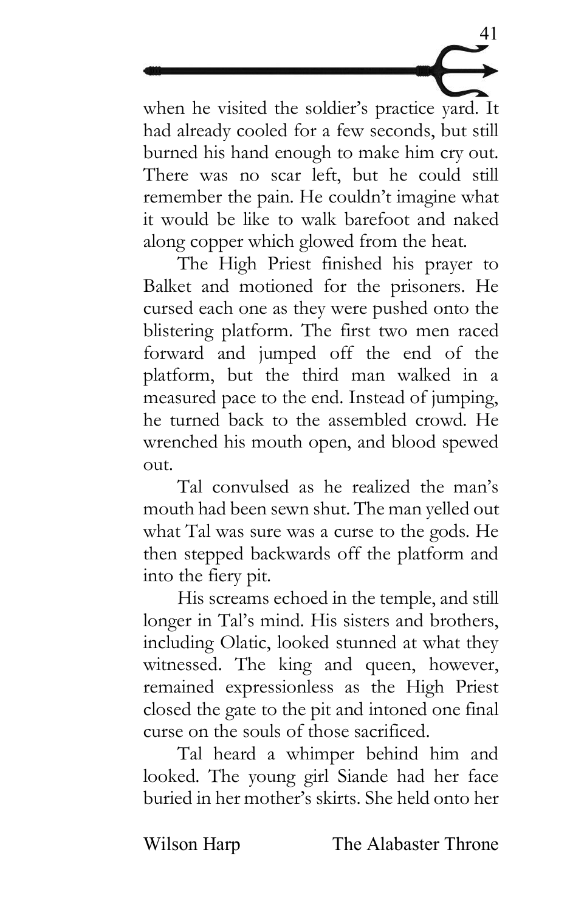when he visited the soldier's practice yard. It had already cooled for a few seconds, but still burned his hand enough to make him cry out. There was no scar left, but he could still remember the pain. He couldn't imagine what it would be like to walk barefoot and naked along copper which glowed from the heat.

The High Priest finished his prayer to Balket and motioned for the prisoners. He cursed each one as they were pushed onto the blistering platform. The first two men raced forward and jumped off the end of the platform, but the third man walked in a measured pace to the end. Instead of jumping, he turned back to the assembled crowd. He wrenched his mouth open, and blood spewed out.

Tal convulsed as he realized the man's mouth had been sewn shut. The man yelled out what Tal was sure was a curse to the gods. He then stepped backwards off the platform and into the fiery pit.

His screams echoed in the temple, and still longer in Tal's mind. His sisters and brothers, including Olatic, looked stunned at what they witnessed. The king and queen, however, remained expressionless as the High Priest closed the gate to the pit and intoned one final curse on the souls of those sacrificed.

Tal heard a whimper behind him and looked. The young girl Siande had her face buried in her mother's skirts. She held onto her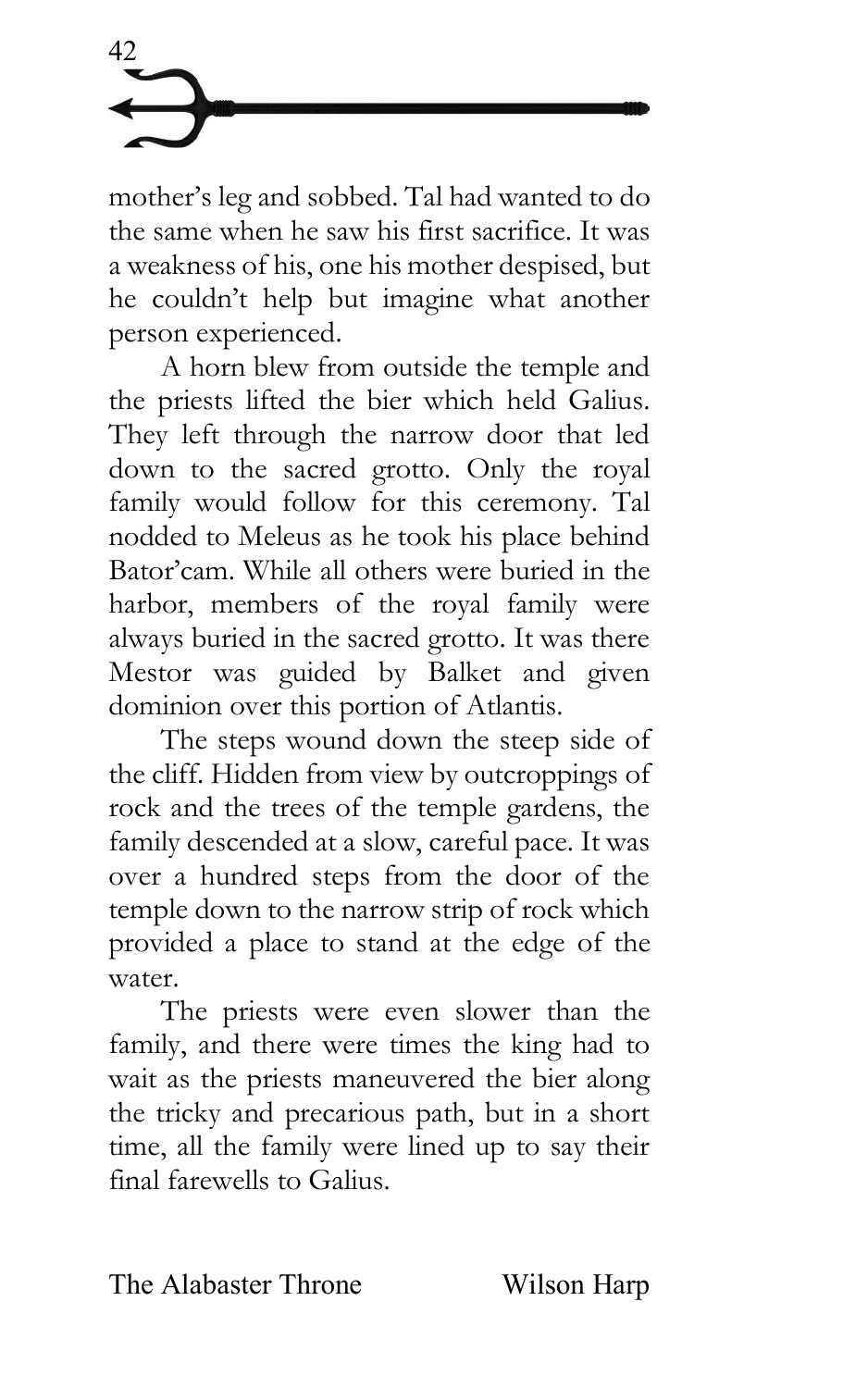mother's leg and sobbed. Tal had wanted to do the same when he saw his first sacrifice. It was a weakness of his, one his mother despised, but he couldn't help but imagine what another person experienced.

A horn blew from outside the temple and the priests lifted the bier which held Galius. They left through the narrow door that led down to the sacred grotto. Only the royal family would follow for this ceremony. Tal nodded to Meleus as he took his place behind Bator'cam. While all others were buried in the harbor, members of the royal family were always buried in the sacred grotto. It was there Mestor was guided by Balket and given dominion over this portion of Atlantis.

The steps wound down the steep side of the cliff. Hidden from view by outcroppings of rock and the trees of the temple gardens, the family descended at a slow, careful pace. It was over a hundred steps from the door of the temple down to the narrow strip of rock which provided a place to stand at the edge of the water.

The priests were even slower than the family, and there were times the king had to wait as the priests maneuvered the bier along the tricky and precarious path, but in a short time, all the family were lined up to say their final farewells to Galius.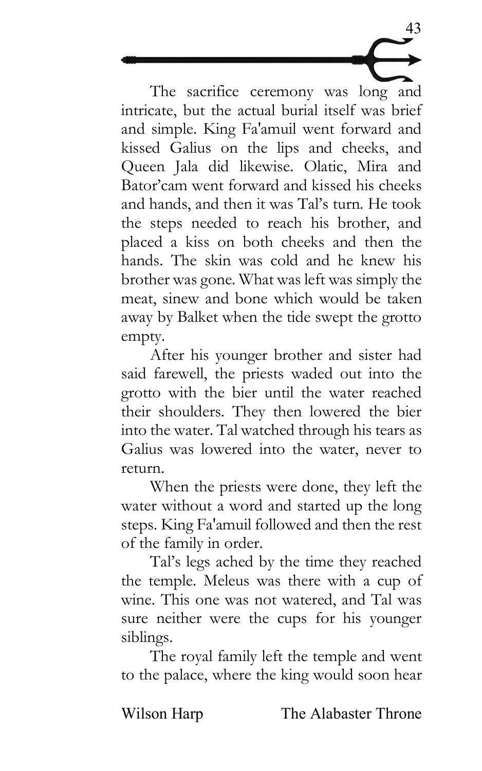The sacrifice ceremony was long and intricate, but the actual burial itself was brief and simple. King Fa'amuil went forward and kissed Galius on the lips and cheeks, and Queen Jala did likewise. Olatic, Mira and Bator'cam went forward and kissed his cheeks and hands, and then it was Tal's turn. He took the steps needed to reach his brother, and placed a kiss on both cheeks and then the hands. The skin was cold and he knew his brother was gone. What was left was simply the meat, sinew and bone which would be taken away by Balket when the tide swept the grotto empty.

After his younger brother and sister had said farewell, the priests waded out into the grotto with the bier until the water reached their shoulders. They then lowered the bier into the water. Tal watched through his tears as Galius was lowered into the water, never to return.

When the priests were done, they left the water without a word and started up the long steps. King Fa'amuil followed and then the rest of the family in order.

Tal's legs ached by the time they reached the temple. Meleus was there with a cup of wine. This one was not watered, and Tal was sure neither were the cups for his younger siblings.

The royal family left the temple and went to the palace, where the king would soon hear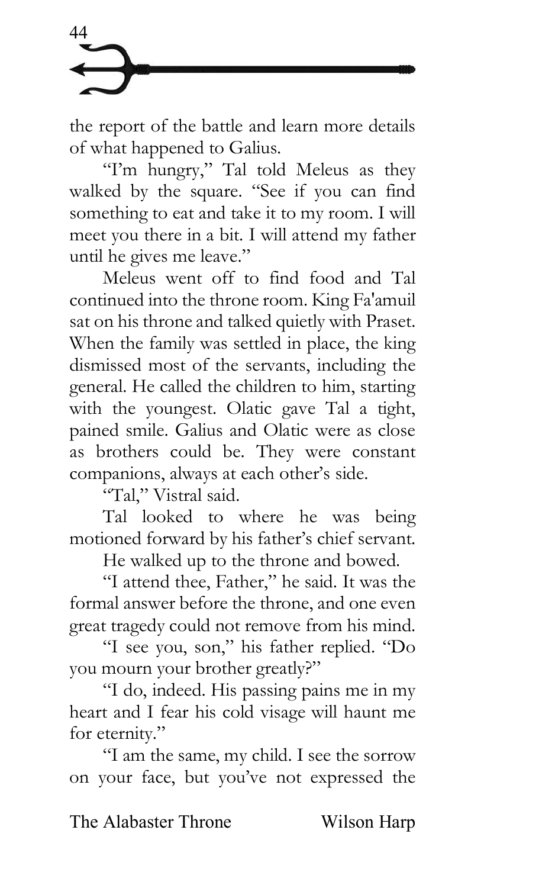the report of the battle and learn more details of what happened to Galius.

"I'm hungry," Tal told Meleus as they walked by the square. "See if you can find something to eat and take it to my room. I will meet you there in a bit. I will attend my father until he gives me leave."

Meleus went off to find food and Tal continued into the throne room. King Fa'amuil sat on his throne and talked quietly with Praset. When the family was settled in place, the king dismissed most of the servants, including the general. He called the children to him, starting with the youngest. Olatic gave Tal a tight, pained smile. Galius and Olatic were as close as brothers could be. They were constant companions, always at each other's side.

"Tal," Vistral said.

Tal looked to where he was being motioned forward by his father's chief servant.

He walked up to the throne and bowed.

"I attend thee, Father," he said. It was the formal answer before the throne, and one even great tragedy could not remove from his mind.

"I see you, son," his father replied. "Do you mourn your brother greatly?"

"I do, indeed. His passing pains me in my heart and I fear his cold visage will haunt me for eternity."

"I am the same, my child. I see the sorrow on your face, but you've not expressed the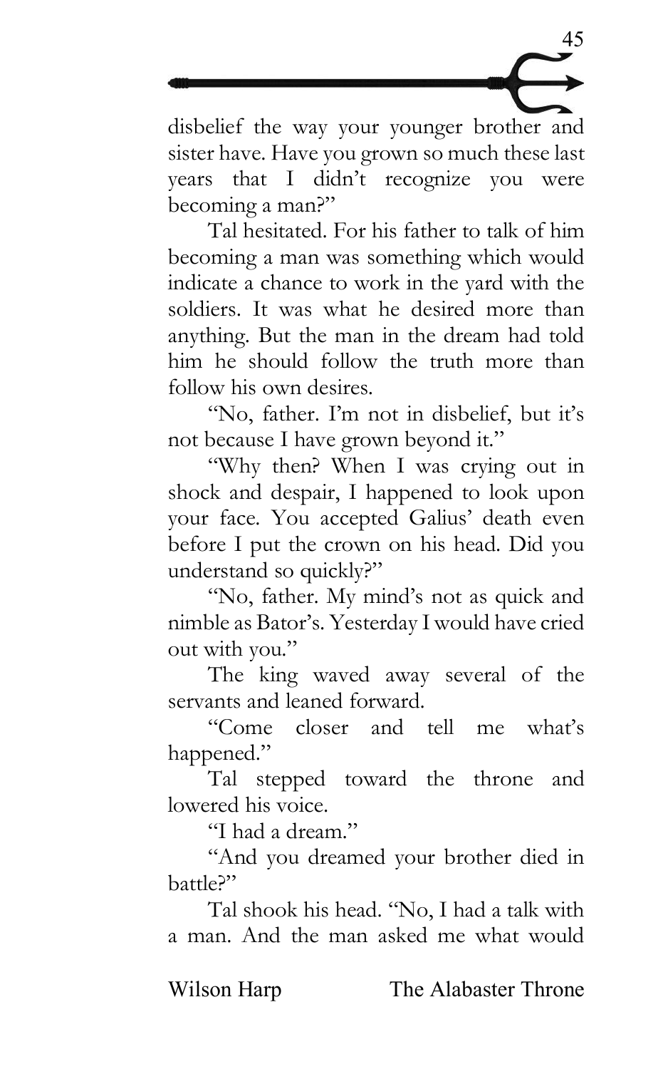disbelief the way your younger brother and sister have. Have you grown so much these last years that I didn't recognize you were becoming a man?"

Tal hesitated. For his father to talk of him becoming a man was something which would indicate a chance to work in the yard with the soldiers. It was what he desired more than anything. But the man in the dream had told him he should follow the truth more than follow his own desires.

"No, father. I'm not in disbelief, but it's not because I have grown beyond it."

"Why then? When I was crying out in shock and despair, I happened to look upon your face. You accepted Galius' death even before I put the crown on his head. Did you understand so quickly?"

"No, father. My mind's not as quick and nimble as Bator's. Yesterday I would have cried out with you."

The king waved away several of the servants and leaned forward.

"Come closer and tell me what's happened."

Tal stepped toward the throne and lowered his voice.

"I had a dream."

"And you dreamed your brother died in battle?"

Tal shook his head. "No, I had a talk with a man. And the man asked me what would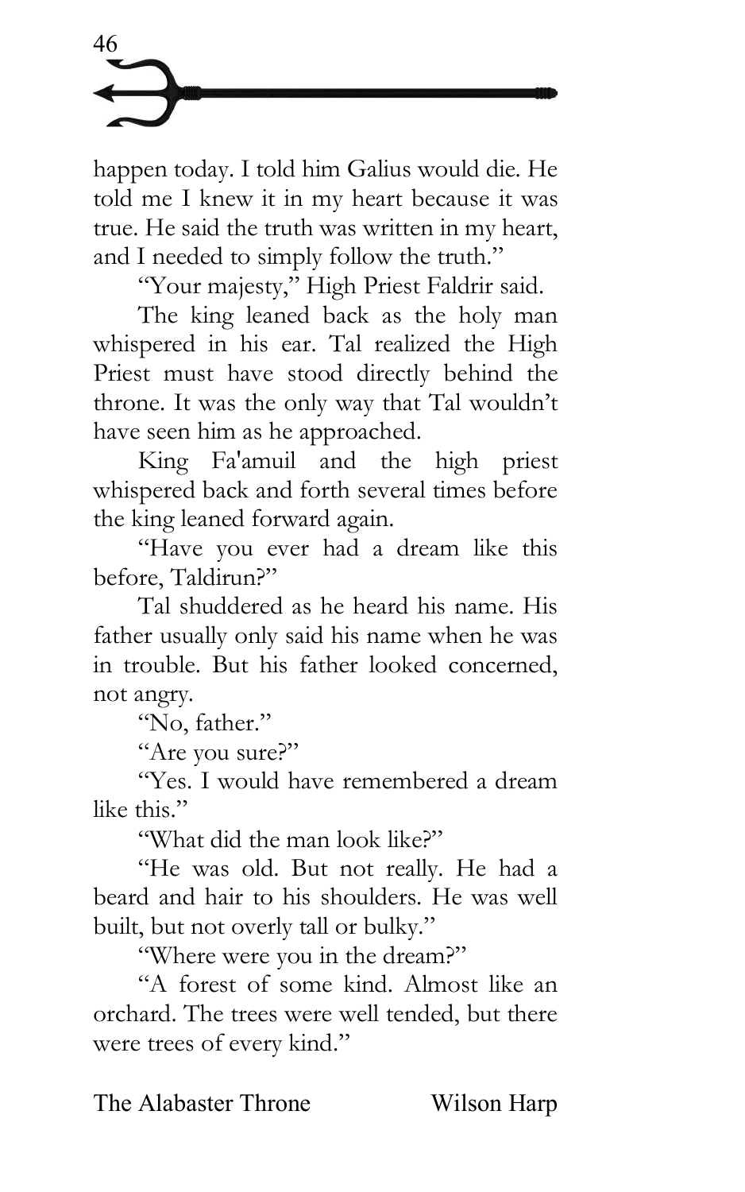happen today. I told him Galius would die. He told me I knew it in my heart because it was true. He said the truth was written in my heart, and I needed to simply follow the truth."

"Your majesty," High Priest Faldrir said.

The king leaned back as the holy man whispered in his ear. Tal realized the High Priest must have stood directly behind the throne. It was the only way that Tal wouldn't have seen him as he approached.

King Fa'amuil and the high priest whispered back and forth several times before the king leaned forward again.

"Have you ever had a dream like this before, Taldirun?"

Tal shuddered as he heard his name. His father usually only said his name when he was in trouble. But his father looked concerned, not angry.

"No, father."

"Are you sure?"

"Yes. I would have remembered a dream like this."

"What did the man look like?"

"He was old. But not really. He had a beard and hair to his shoulders. He was well built, but not overly tall or bulky."

"Where were you in the dream?"

"A forest of some kind. Almost like an orchard. The trees were well tended, but there were trees of every kind."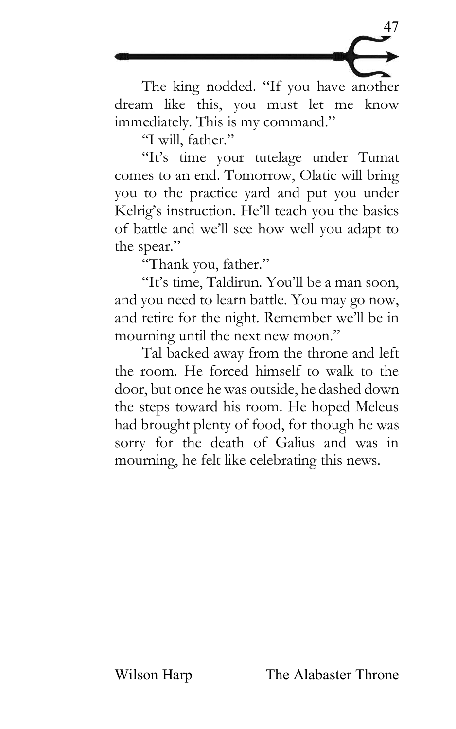The king nodded. "If you have another dream like this, you must let me know immediately. This is my command."

"I will, father."

"It's time your tutelage under Tumat comes to an end. Tomorrow, Olatic will bring you to the practice yard and put you under Kelrig's instruction. He'll teach you the basics of battle and we'll see how well you adapt to the spear."

"Thank you, father."

"It's time, Taldirun. You'll be a man soon, and you need to learn battle. You may go now, and retire for the night. Remember we'll be in mourning until the next new moon."

Tal backed away from the throne and left the room. He forced himself to walk to the door, but once he was outside, he dashed down the steps toward his room. He hoped Meleus had brought plenty of food, for though he was sorry for the death of Galius and was in mourning, he felt like celebrating this news.